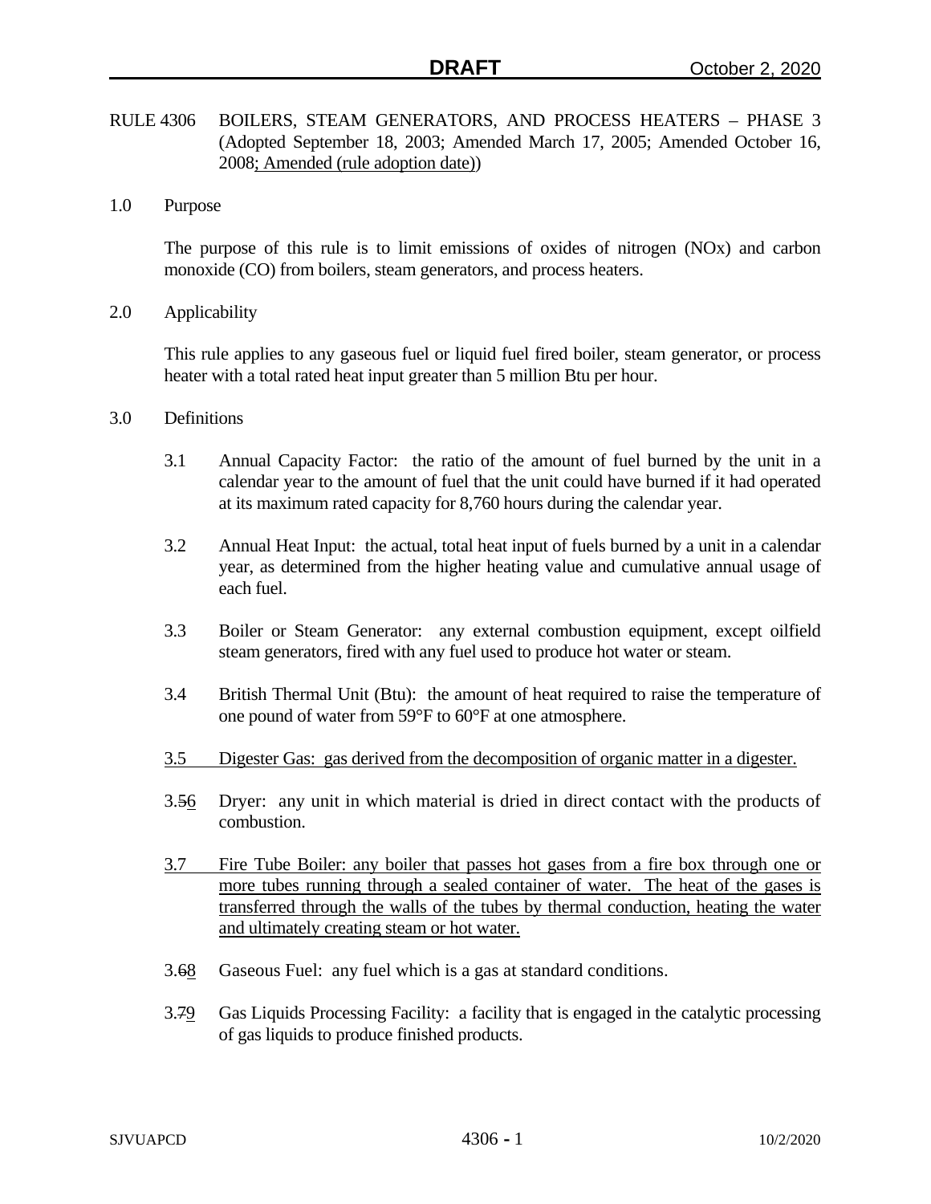RULE 4306 BOILERS, STEAM GENERATORS, AND PROCESS HEATERS – PHASE 3 (Adopted September 18, 2003; Amended March 17, 2005; Amended October 16, 2008; Amended (rule adoption date))

## 1.0 Purpose

The purpose of this rule is to limit emissions of oxides of nitrogen (NOx) and carbon monoxide (CO) from boilers, steam generators, and process heaters.

## 2.0 Applicability

This rule applies to any gaseous fuel or liquid fuel fired boiler, steam generator, or process heater with a total rated heat input greater than 5 million Btu per hour.

## 3.0 Definitions

3.1 Annual Capacity Factor: the ratio of the amount of fuel burned by the unit in a calendar year to the amount of fuel that the unit could have burned if it had operated at its maximum rated capacity for 8,760 hours during the calendar year.

3.2 Annual Heat Input: the actual, total heat input of fuels burned by a unit in a calendar year, as determined from the higher heating value and cumulative annual usage of each fuel.

3.3 Boiler or Steam Generator: any external combustion equipment, except oilfield steam generators, fired with any fuel used to produce hot water or steam.

3.4 British Thermal Unit (Btu): the amount of heat required to raise the temperature of one pound of water from 59°F to 60°F at one atmosphere.

3.5 Digester Gas: gas derived from the decomposition of organic matter in a digester.

3.~~5~~6 Dryer: any unit in which material is dried in direct contact with the products of combustion.

3.7 Fire Tube Boiler: any boiler that passes hot gases from a fire box through one or more tubes running through a sealed container of water. The heat of the gases is transferred through the walls of the tubes by thermal conduction, heating the water and ultimately creating steam or hot water.

3.~~6~~8 Gaseous Fuel: any fuel which is a gas at standard conditions.

3.~~7~~9 Gas Liquids Processing Facility: a facility that is engaged in the catalytic processing of gas liquids to produce finished products.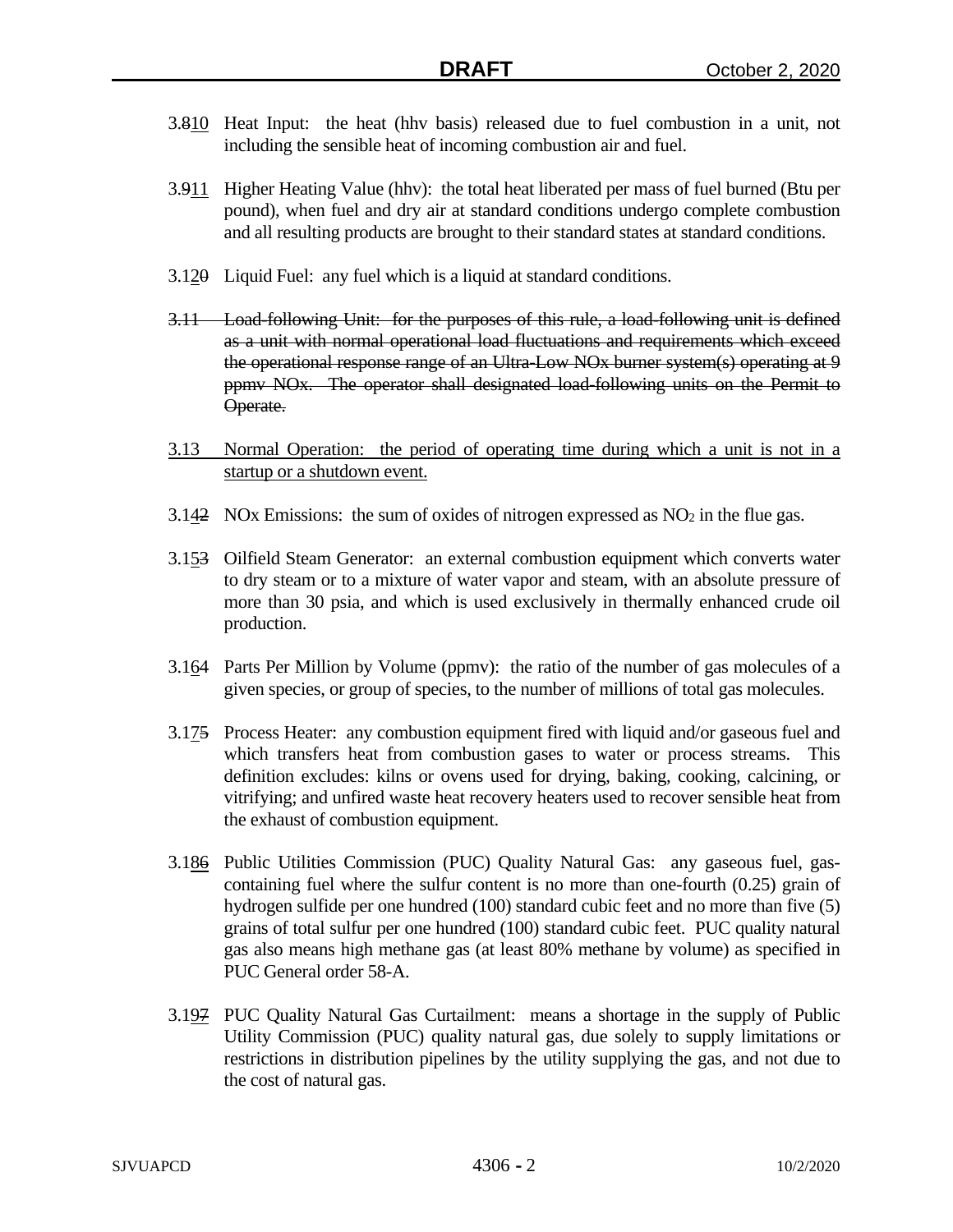3.~~8~~<u>10</u> Heat Input: the heat (hhv basis) released due to fuel combustion in a unit, not including the sensible heat of incoming combustion air and fuel.

3.~~9~~<u>11</u> Higher Heating Value (hhv): the total heat liberated per mass of fuel burned (Btu per pound), when fuel and dry air at standard conditions undergo complete combustion and all resulting products are brought to their standard states at standard conditions.

3.1<u>2</u>~~0~~ Liquid Fuel: any fuel which is a liquid at standard conditions.

~~3.11 Load-following Unit: for the purposes of this rule, a load-following unit is defined as a unit with normal operational load fluctuations and requirements which exceed the operational response range of an Ultra-Low NOx burner system(s) operating at 9 ppmv NOx. The operator shall designated load-following units on the Permit to Operate.~~

<u>3.13 Normal Operation: the period of operating time during which a unit is not in a startup or a shutdown event.</u>

3.1<u>4</u>~~2~~ NOx Emissions: the sum of oxides of nitrogen expressed as $NO_2$ in the flue gas.

3.1<u>5</u>~~3~~ Oilfield Steam Generator: an external combustion equipment which converts water to dry steam or to a mixture of water vapor and steam, with an absolute pressure of more than 30 psia, and which is used exclusively in thermally enhanced crude oil production.

3.1<u>6</u>~~4~~ Parts Per Million by Volume (ppmv): the ratio of the number of gas molecules of a given species, or group of species, to the number of millions of total gas molecules.

3.1<u>7</u>~~5~~ Process Heater: any combustion equipment fired with liquid and/or gaseous fuel and which transfers heat from combustion gases to water or process streams. This definition excludes: kilns or ovens used for drying, baking, cooking, calcining, or vitrifying; and unfired waste heat recovery heaters used to recover sensible heat from the exhaust of combustion equipment.

3.1<u>8</u>~~6~~ Public Utilities Commission (PUC) Quality Natural Gas: any gaseous fuel, gas-containing fuel where the sulfur content is no more than one-fourth (0.25) grain of hydrogen sulfide per one hundred (100) standard cubic feet and no more than five (5) grains of total sulfur per one hundred (100) standard cubic feet. PUC quality natural gas also means high methane gas (at least 80% methane by volume) as specified in PUC General order 58-A.

3.1<u>9</u>~~7~~ PUC Quality Natural Gas Curtailment: means a shortage in the supply of Public Utility Commission (PUC) quality natural gas, due solely to supply limitations or restrictions in distribution pipelines by the utility supplying the gas, and not due to the cost of natural gas.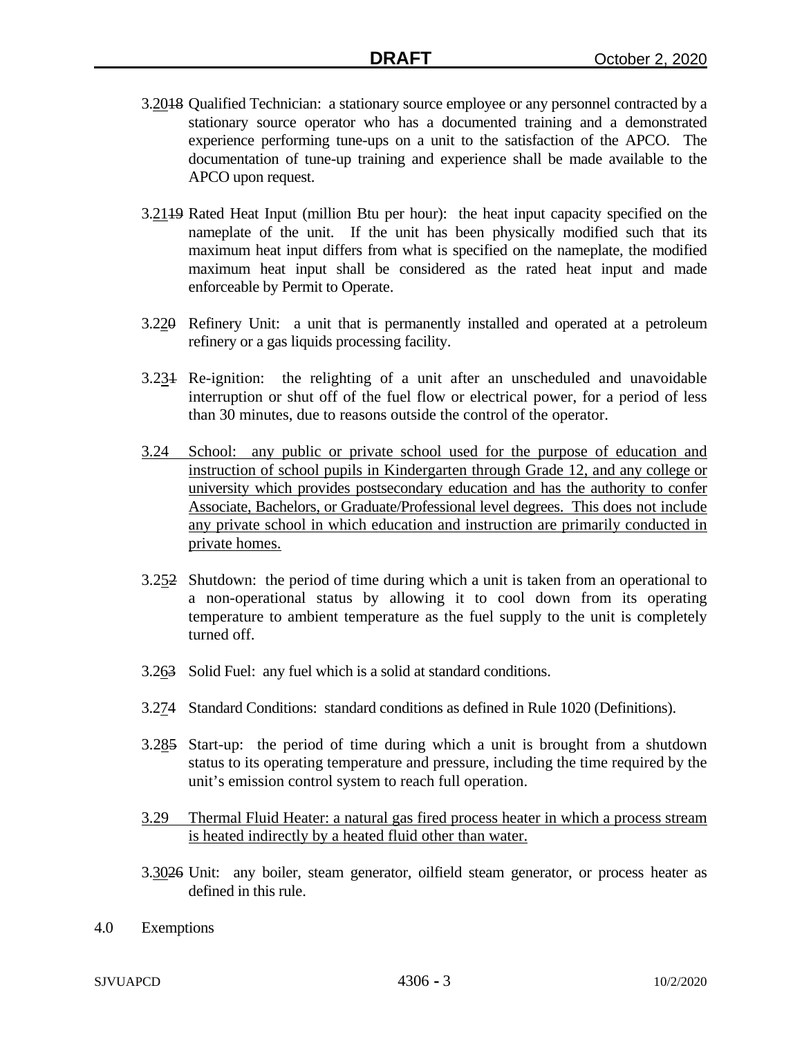3.20~~18~~ Qualified Technician: a stationary source employee or any personnel contracted by a stationary source operator who has a documented training and a demonstrated experience performing tune-ups on a unit to the satisfaction of the APCO. The documentation of tune-up training and experience shall be made available to the APCO upon request.

3.21~~19~~ Rated Heat Input (million Btu per hour): the heat input capacity specified on the nameplate of the unit. If the unit has been physically modified such that its maximum heat input differs from what is specified on the nameplate, the modified maximum heat input shall be considered as the rated heat input and made enforceable by Permit to Operate.

3.22~~0~~ Refinery Unit: a unit that is permanently installed and operated at a petroleum refinery or a gas liquids processing facility.

3.23~~1~~ Re-ignition: the relighting of a unit after an unscheduled and unavoidable interruption or shut off of the fuel flow or electrical power, for a period of less than 30 minutes, due to reasons outside the control of the operator.

3.24 School: any public or private school used for the purpose of education and instruction of school pupils in Kindergarten through Grade 12, and any college or university which provides postsecondary education and has the authority to confer Associate, Bachelors, or Graduate/Professional level degrees. This does not include any private school in which education and instruction are primarily conducted in private homes.

3.25~~2~~ Shutdown: the period of time during which a unit is taken from an operational to a non-operational status by allowing it to cool down from its operating temperature to ambient temperature as the fuel supply to the unit is completely turned off.

3.26~~3~~ Solid Fuel: any fuel which is a solid at standard conditions.

3.27~~4~~ Standard Conditions: standard conditions as defined in Rule 1020 (Definitions).

3.28~~5~~ Start-up: the period of time during which a unit is brought from a shutdown status to its operating temperature and pressure, including the time required by the unit's emission control system to reach full operation.

3.29 Thermal Fluid Heater: a natural gas fired process heater in which a process stream is heated indirectly by a heated fluid other than water.

3.30~~26~~ Unit: any boiler, steam generator, oilfield steam generator, or process heater as defined in this rule.

## 4.0 Exemptions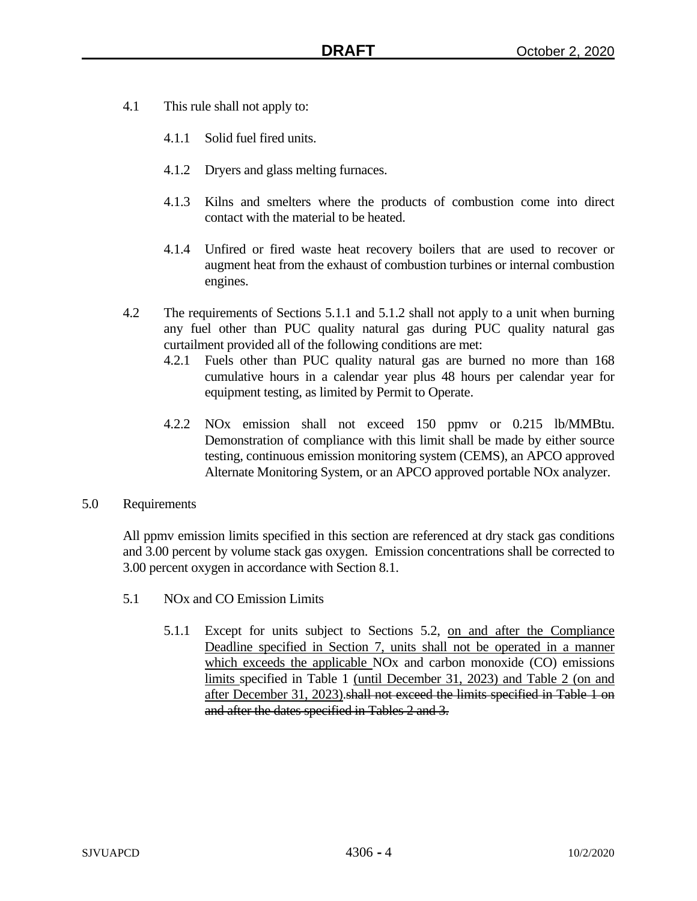4.1 This rule shall not apply to:

4.1.1 Solid fuel fired units.

4.1.2 Dryers and glass melting furnaces.

4.1.3 Kilns and smelters where the products of combustion come into direct contact with the material to be heated.

4.1.4 Unfired or fired waste heat recovery boilers that are used to recover or augment heat from the exhaust of combustion turbines or internal combustion engines.

4.2 The requirements of Sections 5.1.1 and 5.1.2 shall not apply to a unit when burning any fuel other than PUC quality natural gas during PUC quality natural gas curtailment provided all of the following conditions are met:

4.2.1 Fuels other than PUC quality natural gas are burned no more than 168 cumulative hours in a calendar year plus 48 hours per calendar year for equipment testing, as limited by Permit to Operate.

4.2.2 NOx emission shall not exceed 150 ppmv or 0.215 lb/MMBtu. Demonstration of compliance with this limit shall be made by either source testing, continuous emission monitoring system (CEMS), an APCO approved Alternate Monitoring System, or an APCO approved portable NOx analyzer.

## 5.0 Requirements

All ppmv emission limits specified in this section are referenced at dry stack gas conditions and 3.00 percent by volume stack gas oxygen. Emission concentrations shall be corrected to 3.00 percent oxygen in accordance with Section 8.1.

5.1 NOx and CO Emission Limits

5.1.1 Except for units subject to Sections 5.2, <u>on and after the Compliance Deadline specified in Section 7, units shall not be operated in a manner which exceeds the applicable</u> NOx and carbon monoxide (CO) emissions <u>limits</u> specified in Table 1 <u>(until December 31, 2023) and Table 2 (on and after December 31, 2023)</u>.~~shall not exceed the limits specified in Table 1 on and after the dates specified in Tables 2 and 3.~~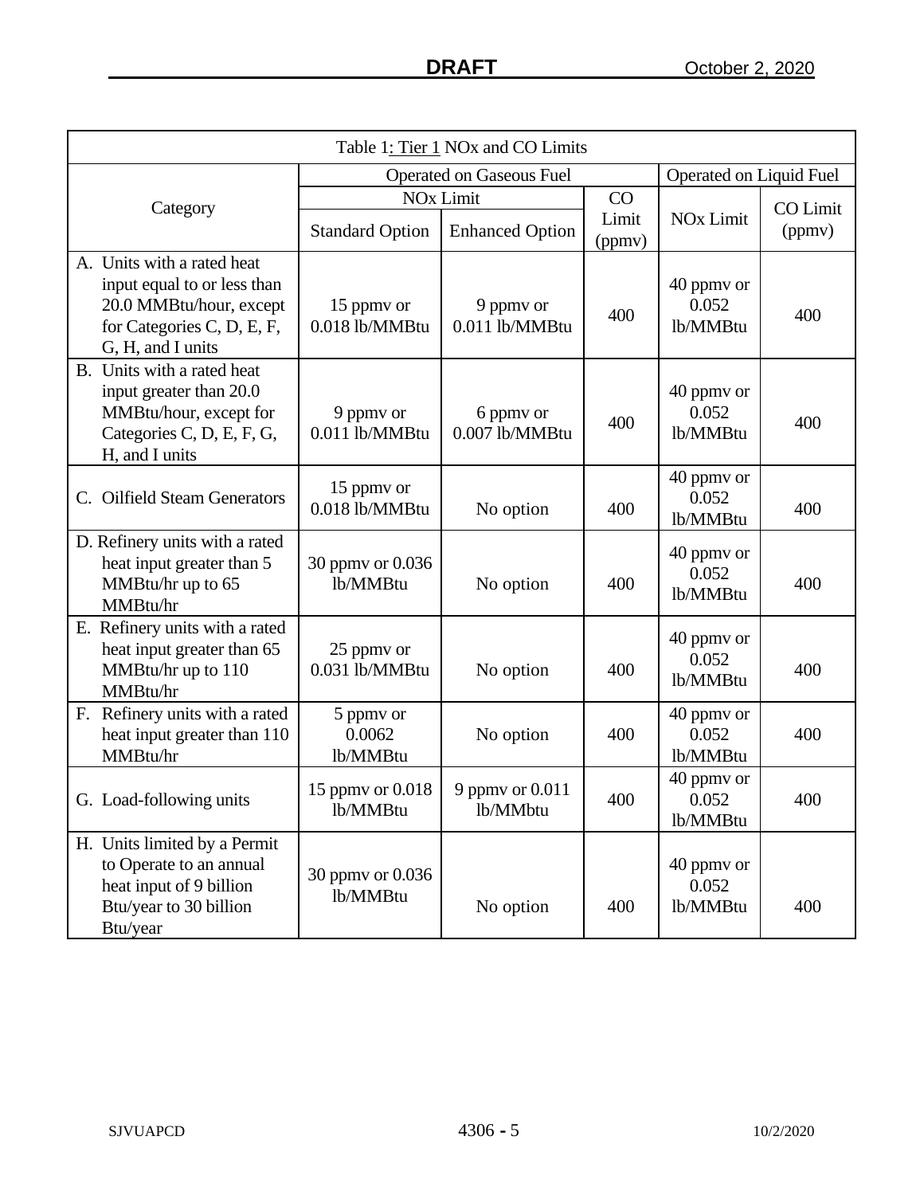Table 1: Tier 1 NOx and CO Limits

| Category | Operated on Gaseous Fuel | | | Operated on Liquid Fuel | |
|---|---|---|---|---|---|
| | NOx Limit | | CO Limit (ppmv) | NOx Limit | CO Limit (ppmv) |
| | Standard Option | Enhanced Option | | | |
| A. Units with a rated heat input equal to or less than 20.0 MMBtu/hour, except for Categories C, D, E, F, G, H, and I units | 15 ppmv or 0.018 lb/MMBtu | 9 ppmv or 0.011 lb/MMBtu | 400 | 40 ppmv or 0.052 lb/MMBtu | 400 |
| B. Units with a rated heat input greater than 20.0 MMBtu/hour, except for Categories C, D, E, F, G, H, and I units | 9 ppmv or 0.011 lb/MMBtu | 6 ppmv or 0.007 lb/MMBtu | 400 | 40 ppmv or 0.052 lb/MMBtu | 400 |
| C. Oilfield Steam Generators | 15 ppmv or 0.018 lb/MMBtu | No option | 400 | 40 ppmv or 0.052 lb/MMBtu | 400 |
| D. Refinery units with a rated heat input greater than 5 MMBtu/hr up to 65 MMBtu/hr | 30 ppmv or 0.036 lb/MMBtu | No option | 400 | 40 ppmv or 0.052 lb/MMBtu | 400 |
| E. Refinery units with a rated heat input greater than 65 MMBtu/hr up to 110 MMBtu/hr | 25 ppmv or 0.031 lb/MMBtu | No option | 400 | 40 ppmv or 0.052 lb/MMBtu | 400 |
| F. Refinery units with a rated heat input greater than 110 MMBtu/hr | 5 ppmv or 0.0062 lb/MMBtu | No option | 400 | 40 ppmv or 0.052 lb/MMBtu | 400 |
| G. Load-following units | 15 ppmv or 0.018 lb/MMBtu | 9 ppmv or 0.011 lb/MMbtu | 400 | 40 ppmv or 0.052 lb/MMBtu | 400 |
| H. Units limited by a Permit to Operate to an annual heat input of 9 billion Btu/year to 30 billion Btu/year | 30 ppmv or 0.036 lb/MMBtu | No option | 400 | 40 ppmv or 0.052 lb/MMBtu | 400 |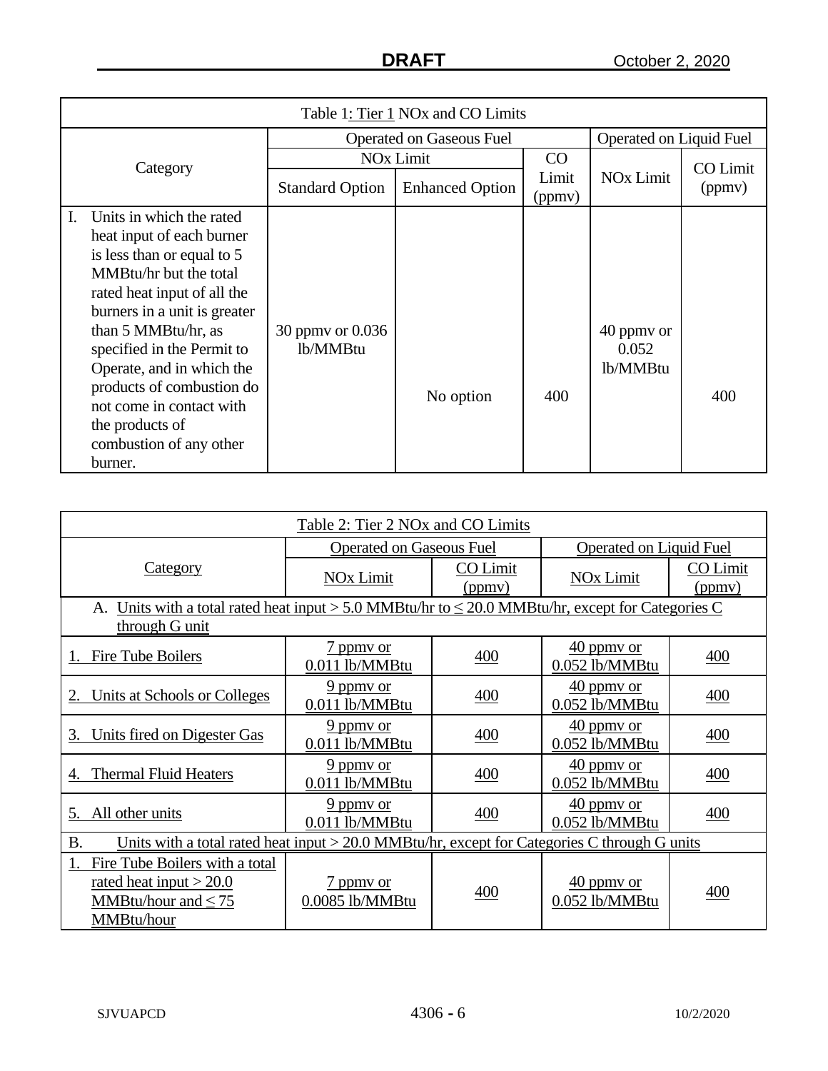| Table 1: Tier 1 NOx and CO Limits | | | | | |
|---|---|---|---|---|---|
| Category | Operated on Gaseous Fuel | | | Operated on Liquid Fuel | |
| | NOx Limit | | CO Limit (ppmv) | NOx Limit | CO Limit (ppmv) |
| | Standard Option | Enhanced Option | | | |
| I. Units in which the rated heat input of each burner is less than or equal to 5 MMBtu/hr but the total rated heat input of all the burners in a unit is greater than 5 MMBtu/hr, as specified in the Permit to Operate, and in which the products of combustion do not come in contact with the products of combustion of any other burner. | 30 ppmv or 0.036 lb/MMBtu | No option | 400 | 40 ppmv or 0.052 lb/MMBtu | 400 |

| Table 2: Tier 2 NOx and CO Limits | | | | |
|---|---|---|---|---|
| Category | Operated on Gaseous Fuel | | Operated on Liquid Fuel | |
| | NOx Limit | CO Limit (ppmv) | NOx Limit | CO Limit (ppmv) |
| A. Units with a total rated heat input > 5.0 MMBtu/hr to ≤ 20.0 MMBtu/hr, except for Categories C through G unit | | | | |
| 1. Fire Tube Boilers | 7 ppmv or 0.011 lb/MMBtu | 400 | 40 ppmv or 0.052 lb/MMBtu | 400 |
| 2. Units at Schools or Colleges | 9 ppmv or 0.011 lb/MMBtu | 400 | 40 ppmv or 0.052 lb/MMBtu | 400 |
| 3. Units fired on Digester Gas | 9 ppmv or 0.011 lb/MMBtu | 400 | 40 ppmv or 0.052 lb/MMBtu | 400 |
| 4. Thermal Fluid Heaters | 9 ppmv or 0.011 lb/MMBtu | 400 | 40 ppmv or 0.052 lb/MMBtu | 400 |
| 5. All other units | 9 ppmv or 0.011 lb/MMBtu | 400 | 40 ppmv or 0.052 lb/MMBtu | 400 |
| B. Units with a total rated heat input > 20.0 MMBtu/hr, except for Categories C through G units | | | | |
| 1. Fire Tube Boilers with a total rated heat input > 20.0 MMBtu/hour and ≤ 75 MMBtu/hour | 7 ppmv or 0.0085 lb/MMBtu | 400 | 40 ppmv or 0.052 lb/MMBtu | 400 |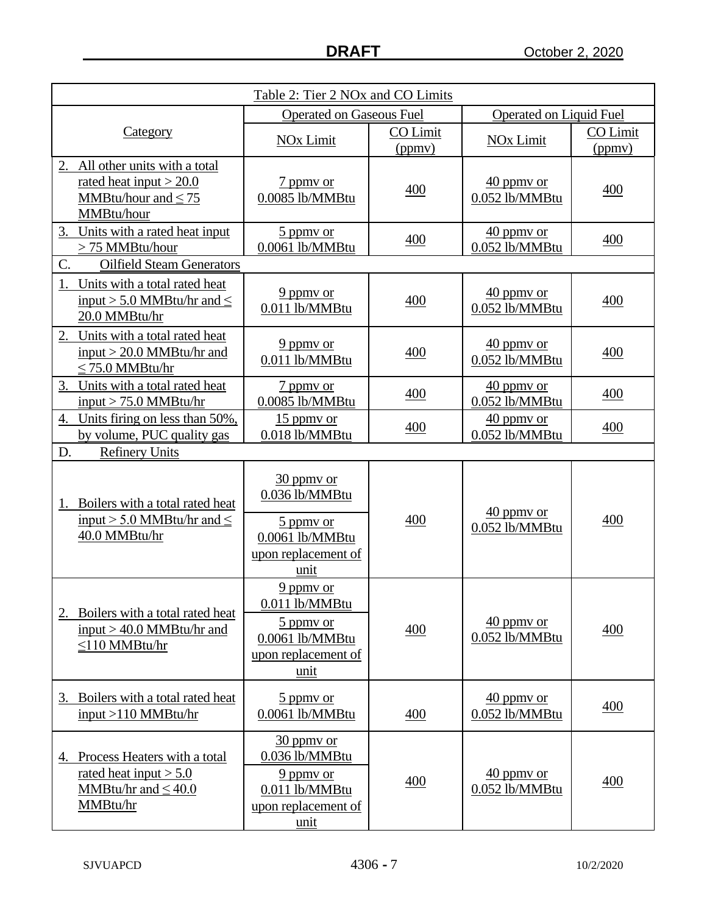| Table 2: Tier 2 NOx and CO Limits | | | | |
|---|---|---|---|---|
| Category | Operated on Gaseous Fuel | | Operated on Liquid Fuel | |
| | NOx Limit | CO Limit (ppmv) | NOx Limit | CO Limit (ppmv) |
| 2. All other units with a total rated heat input > 20.0 MMBtu/hour and ≤ 75 MMBtu/hour | 7 ppmv or 0.0085 lb/MMBtu | 400 | 40 ppmv or 0.052 lb/MMBtu | 400 |
| 3. Units with a rated heat input > 75 MMBtu/hour | 5 ppmv or 0.0061 lb/MMBtu | 400 | 40 ppmv or 0.052 lb/MMBtu | 400 |
| C. Oilfield Steam Generators | | | | |
| 1. Units with a total rated heat input > 5.0 MMBtu/hr and ≤ 20.0 MMBtu/hr | 9 ppmv or 0.011 lb/MMBtu | 400 | 40 ppmv or 0.052 lb/MMBtu | 400 |
| 2. Units with a total rated heat input > 20.0 MMBtu/hr and ≤ 75.0 MMBtu/hr | 9 ppmv or 0.011 lb/MMBtu | 400 | 40 ppmv or 0.052 lb/MMBtu | 400 |
| 3. Units with a total rated heat input > 75.0 MMBtu/hr | 7 ppmv or 0.0085 lb/MMBtu | 400 | 40 ppmv or 0.052 lb/MMBtu | 400 |
| 4. Units firing on less than 50%, by volume, PUC quality gas | 15 ppmv or 0.018 lb/MMBtu | 400 | 40 ppmv or 0.052 lb/MMBtu | 400 |
| D. Refinery Units | | | | |
| 1. Boilers with a total rated heat input > 5.0 MMBtu/hr and ≤ 40.0 MMBtu/hr | 30 ppmv or 0.036 lb/MMBtu<br>5 ppmv or 0.0061 lb/MMBtu upon replacement of unit | 400 | 40 ppmv or 0.052 lb/MMBtu | 400 |
| 2. Boilers with a total rated heat input > 40.0 MMBtu/hr and ≤110 MMBtu/hr | 9 ppmv or 0.011 lb/MMBtu<br>5 ppmv or 0.0061 lb/MMBtu upon replacement of unit | 400 | 40 ppmv or 0.052 lb/MMBtu | 400 |
| 3. Boilers with a total rated heat input >110 MMBtu/hr | 5 ppmv or 0.0061 lb/MMBtu | 400 | 40 ppmv or 0.052 lb/MMBtu | 400 |
| 4. Process Heaters with a total rated heat input > 5.0 MMBtu/hr and ≤ 40.0 MMBtu/hr | 30 ppmv or 0.036 lb/MMBtu<br>9 ppmv or 0.011 lb/MMBtu upon replacement of unit | 400 | 40 ppmv or 0.052 lb/MMBtu | 400 |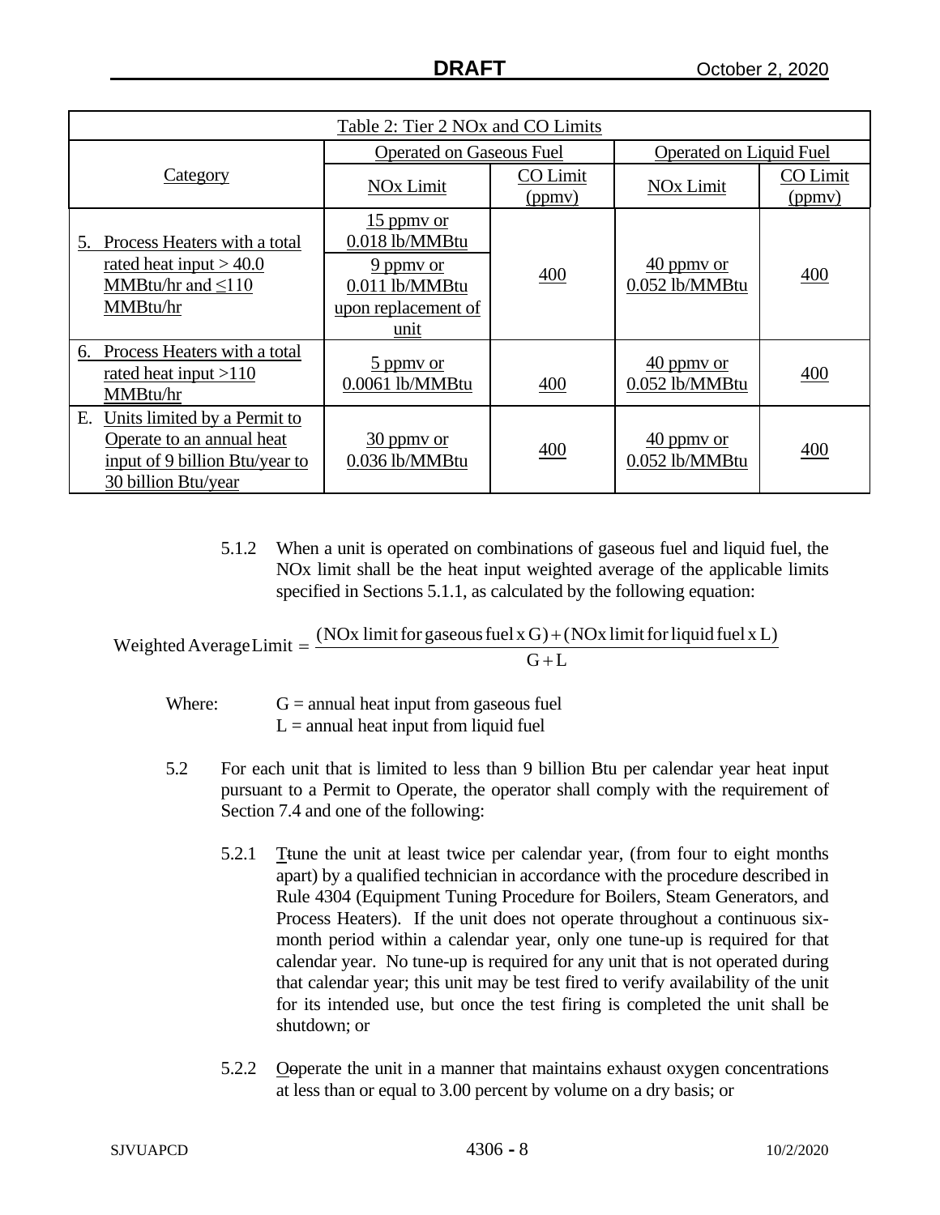| Table 2: Tier 2 NOx and CO Limits | | | | |
|---|---|---|---|---|
| Category | Operated on Gaseous Fuel | | Operated on Liquid Fuel | |
| | NOx Limit | CO Limit (ppmv) | NOx Limit | CO Limit (ppmv) |
| 5. Process Heaters with a total rated heat input > 40.0 MMBtu/hr and ≤110 MMBtu/hr | 15 ppmv or 0.018 lb/MMBtu<br>9 ppmv or 0.011 lb/MMBtu upon replacement of unit | 400 | 40 ppmv or 0.052 lb/MMBtu | 400 |
| 6. Process Heaters with a total rated heat input >110 MMBtu/hr | 5 ppmv or 0.0061 lb/MMBtu | 400 | 40 ppmv or 0.052 lb/MMBtu | 400 |
| E. Units limited by a Permit to Operate to an annual heat input of 9 billion Btu/year to 30 billion Btu/year | 30 ppmv or 0.036 lb/MMBtu | 400 | 40 ppmv or 0.052 lb/MMBtu | 400 |

5.1.2 When a unit is operated on combinations of gaseous fuel and liquid fuel, the NOx limit shall be the heat input weighted average of the applicable limits specified in Sections 5.1.1, as calculated by the following equation:

$$\text{Weighted Average Limit} = \frac{(\text{NOx limit for gaseous fuel x G}) + (\text{NOx limit for liquid fuel x L})}{\text{G} + \text{L}}$$

Where: G = annual heat input from gaseous fuel
L = annual heat input from liquid fuel

5.2 For each unit that is limited to less than 9 billion Btu per calendar year heat input pursuant to a Permit to Operate, the operator shall comply with the requirement of Section 7.4 and one of the following:

5.2.1 Ttune the unit at least twice per calendar year, (from four to eight months apart) by a qualified technician in accordance with the procedure described in Rule 4304 (Equipment Tuning Procedure for Boilers, Steam Generators, and Process Heaters). If the unit does not operate throughout a continuous six-month period within a calendar year, only one tune-up is required for that calendar year. No tune-up is required for any unit that is not operated during that calendar year; this unit may be test fired to verify availability of the unit for its intended use, but once the test firing is completed the unit shall be shutdown; or

5.2.2 Ooperate the unit in a manner that maintains exhaust oxygen concentrations at less than or equal to 3.00 percent by volume on a dry basis; or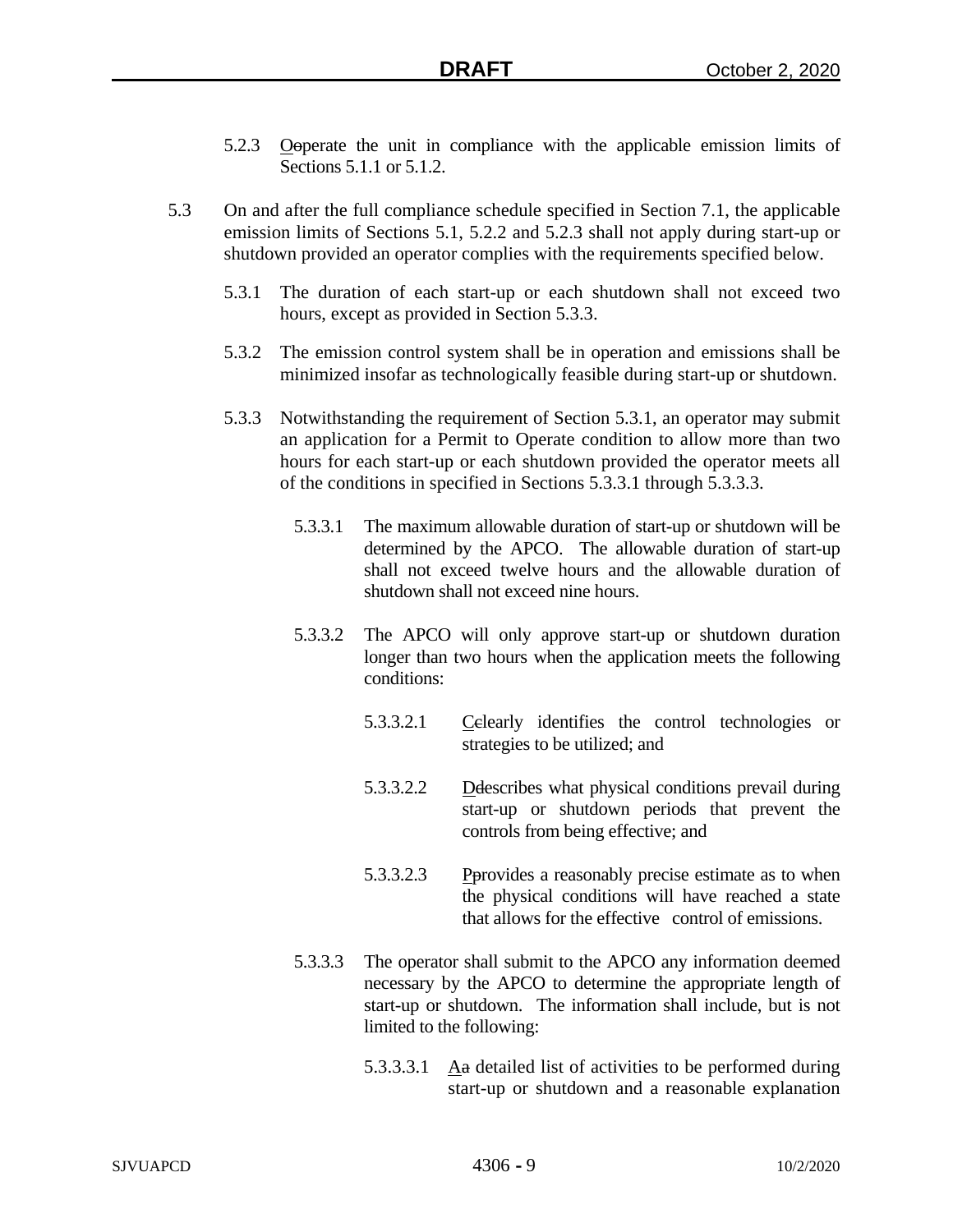5.2.3 Ooperate the unit in compliance with the applicable emission limits of Sections 5.1.1 or 5.1.2.

5.3 On and after the full compliance schedule specified in Section 7.1, the applicable emission limits of Sections 5.1, 5.2.2 and 5.2.3 shall not apply during start-up or shutdown provided an operator complies with the requirements specified below.

5.3.1 The duration of each start-up or each shutdown shall not exceed two hours, except as provided in Section 5.3.3.

5.3.2 The emission control system shall be in operation and emissions shall be minimized insofar as technologically feasible during start-up or shutdown.

5.3.3 Notwithstanding the requirement of Section 5.3.1, an operator may submit an application for a Permit to Operate condition to allow more than two hours for each start-up or each shutdown provided the operator meets all of the conditions in specified in Sections 5.3.3.1 through 5.3.3.3.

5.3.3.1 The maximum allowable duration of start-up or shutdown will be determined by the APCO. The allowable duration of start-up shall not exceed twelve hours and the allowable duration of shutdown shall not exceed nine hours.

5.3.3.2 The APCO will only approve start-up or shutdown duration longer than two hours when the application meets the following conditions:

5.3.3.2.1 Cclearly identifies the control technologies or strategies to be utilized; and

5.3.3.2.2 Ddescribes what physical conditions prevail during start-up or shutdown periods that prevent the controls from being effective; and

5.3.3.2.3 Pprovides a reasonably precise estimate as to when the physical conditions will have reached a state that allows for the effective control of emissions.

5.3.3.3 The operator shall submit to the APCO any information deemed necessary by the APCO to determine the appropriate length of start-up or shutdown. The information shall include, but is not limited to the following:

5.3.3.3.1 Aa detailed list of activities to be performed during start-up or shutdown and a reasonable explanation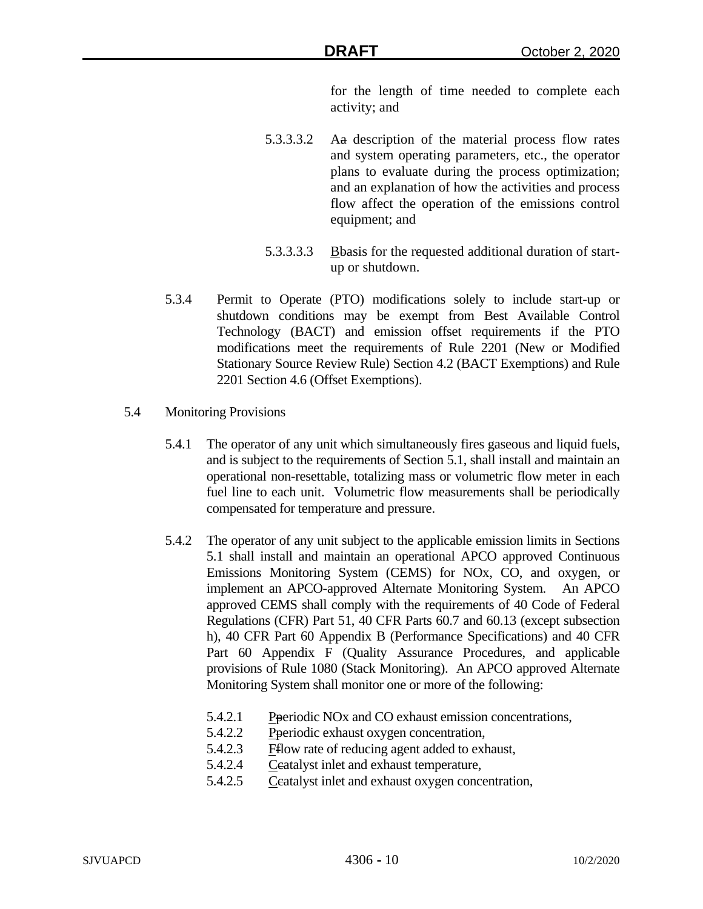for the length of time needed to complete each activity; and

5.3.3.3.2 Aa description of the material process flow rates and system operating parameters, etc., the operator plans to evaluate during the process optimization; and an explanation of how the activities and process flow affect the operation of the emissions control equipment; and

5.3.3.3.3 Bbasis for the requested additional duration of start-up or shutdown.

5.3.4 Permit to Operate (PTO) modifications solely to include start-up or shutdown conditions may be exempt from Best Available Control Technology (BACT) and emission offset requirements if the PTO modifications meet the requirements of Rule 2201 (New or Modified Stationary Source Review Rule) Section 4.2 (BACT Exemptions) and Rule 2201 Section 4.6 (Offset Exemptions).

5.4 Monitoring Provisions

5.4.1 The operator of any unit which simultaneously fires gaseous and liquid fuels, and is subject to the requirements of Section 5.1, shall install and maintain an operational non-resettable, totalizing mass or volumetric flow meter in each fuel line to each unit. Volumetric flow measurements shall be periodically compensated for temperature and pressure.

5.4.2 The operator of any unit subject to the applicable emission limits in Sections 5.1 shall install and maintain an operational APCO approved Continuous Emissions Monitoring System (CEMS) for NOx, CO, and oxygen, or implement an APCO-approved Alternate Monitoring System. An APCO approved CEMS shall comply with the requirements of 40 Code of Federal Regulations (CFR) Part 51, 40 CFR Parts 60.7 and 60.13 (except subsection h), 40 CFR Part 60 Appendix B (Performance Specifications) and 40 CFR Part 60 Appendix F (Quality Assurance Procedures, and applicable provisions of Rule 1080 (Stack Monitoring). An APCO approved Alternate Monitoring System shall monitor one or more of the following:

5.4.2.1 Pperiodic NOx and CO exhaust emission concentrations,
5.4.2.2 Pperiodic exhaust oxygen concentration,
5.4.2.3 Fflow rate of reducing agent added to exhaust,
5.4.2.4 Ccatalyst inlet and exhaust temperature,
5.4.2.5 Ccatalyst inlet and exhaust oxygen concentration,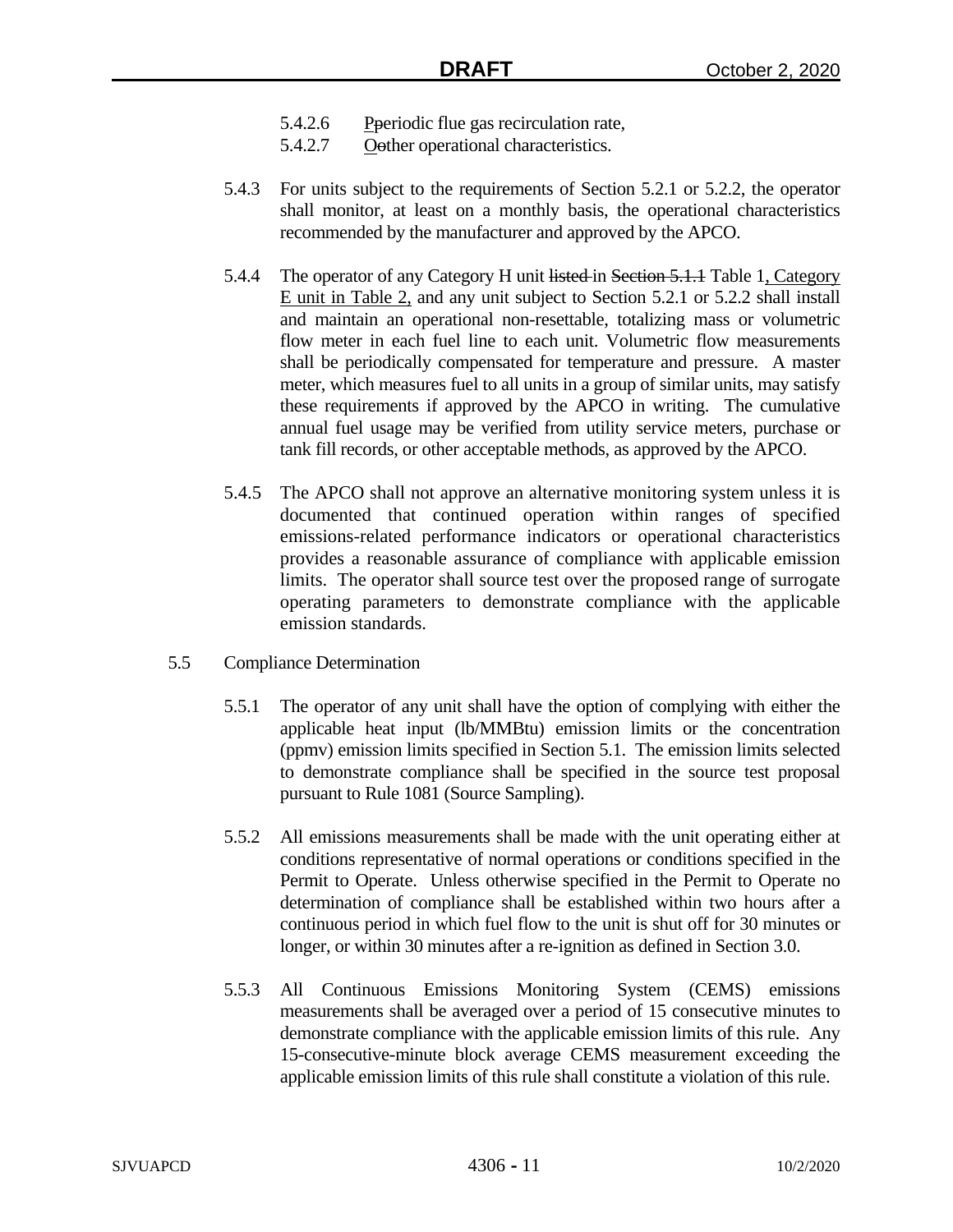5.4.2.6 Pperiodic flue gas recirculation rate,

5.4.2.7 Oother operational characteristics.

5.4.3 For units subject to the requirements of Section 5.2.1 or 5.2.2, the operator shall monitor, at least on a monthly basis, the operational characteristics recommended by the manufacturer and approved by the APCO.

5.4.4 The operator of any Category H unit listed in Section 5.1.1 Table 1, Category E unit in Table 2, and any unit subject to Section 5.2.1 or 5.2.2 shall install and maintain an operational non-resettable, totalizing mass or volumetric flow meter in each fuel line to each unit. Volumetric flow measurements shall be periodically compensated for temperature and pressure. A master meter, which measures fuel to all units in a group of similar units, may satisfy these requirements if approved by the APCO in writing. The cumulative annual fuel usage may be verified from utility service meters, purchase or tank fill records, or other acceptable methods, as approved by the APCO.

5.4.5 The APCO shall not approve an alternative monitoring system unless it is documented that continued operation within ranges of specified emissions-related performance indicators or operational characteristics provides a reasonable assurance of compliance with applicable emission limits. The operator shall source test over the proposed range of surrogate operating parameters to demonstrate compliance with the applicable emission standards.

5.5 Compliance Determination

5.5.1 The operator of any unit shall have the option of complying with either the applicable heat input (lb/MMBtu) emission limits or the concentration (ppmv) emission limits specified in Section 5.1. The emission limits selected to demonstrate compliance shall be specified in the source test proposal pursuant to Rule 1081 (Source Sampling).

5.5.2 All emissions measurements shall be made with the unit operating either at conditions representative of normal operations or conditions specified in the Permit to Operate. Unless otherwise specified in the Permit to Operate no determination of compliance shall be established within two hours after a continuous period in which fuel flow to the unit is shut off for 30 minutes or longer, or within 30 minutes after a re-ignition as defined in Section 3.0.

5.5.3 All Continuous Emissions Monitoring System (CEMS) emissions measurements shall be averaged over a period of 15 consecutive minutes to demonstrate compliance with the applicable emission limits of this rule. Any 15-consecutive-minute block average CEMS measurement exceeding the applicable emission limits of this rule shall constitute a violation of this rule.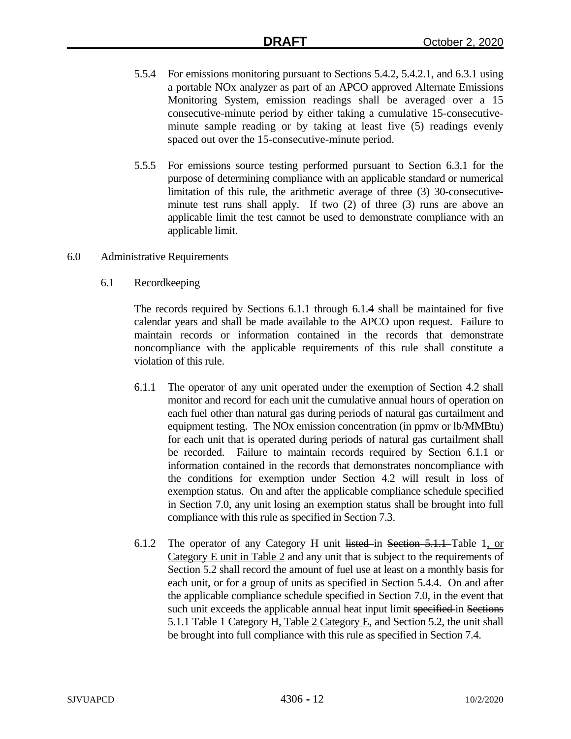5.5.4 For emissions monitoring pursuant to Sections 5.4.2, 5.4.2.1, and 6.3.1 using a portable NOx analyzer as part of an APCO approved Alternate Emissions Monitoring System, emission readings shall be averaged over a 15 consecutive-minute period by either taking a cumulative 15-consecutive-minute sample reading or by taking at least five (5) readings evenly spaced out over the 15-consecutive-minute period.

5.5.5 For emissions source testing performed pursuant to Section 6.3.1 for the purpose of determining compliance with an applicable standard or numerical limitation of this rule, the arithmetic average of three (3) 30-consecutive-minute test runs shall apply. If two (2) of three (3) runs are above an applicable limit the test cannot be used to demonstrate compliance with an applicable limit.

## 6.0 Administrative Requirements

### 6.1 Recordkeeping

The records required by Sections 6.1.1 through 6.1.4 shall be maintained for five calendar years and shall be made available to the APCO upon request. Failure to maintain records or information contained in the records that demonstrate noncompliance with the applicable requirements of this rule shall constitute a violation of this rule.

6.1.1 The operator of any unit operated under the exemption of Section 4.2 shall monitor and record for each unit the cumulative annual hours of operation on each fuel other than natural gas during periods of natural gas curtailment and equipment testing. The NOx emission concentration (in ppmv or lb/MMBtu) for each unit that is operated during periods of natural gas curtailment shall be recorded. Failure to maintain records required by Section 6.1.1 or information contained in the records that demonstrates noncompliance with the conditions for exemption under Section 4.2 will result in loss of exemption status. On and after the applicable compliance schedule specified in Section 7.0, any unit losing an exemption status shall be brought into full compliance with this rule as specified in Section 7.3.

6.1.2 The operator of any Category H unit ~~listed~~ in ~~Section 5.1.1~~ Table 1, or Category E unit in Table 2 and any unit that is subject to the requirements of Section 5.2 shall record the amount of fuel use at least on a monthly basis for each unit, or for a group of units as specified in Section 5.4.4. On and after the applicable compliance schedule specified in Section 7.0, in the event that such unit exceeds the applicable annual heat input limit ~~specified~~ in ~~Sections 5.1.1~~ Table 1 Category H, Table 2 Category E, and Section 5.2, the unit shall be brought into full compliance with this rule as specified in Section 7.4.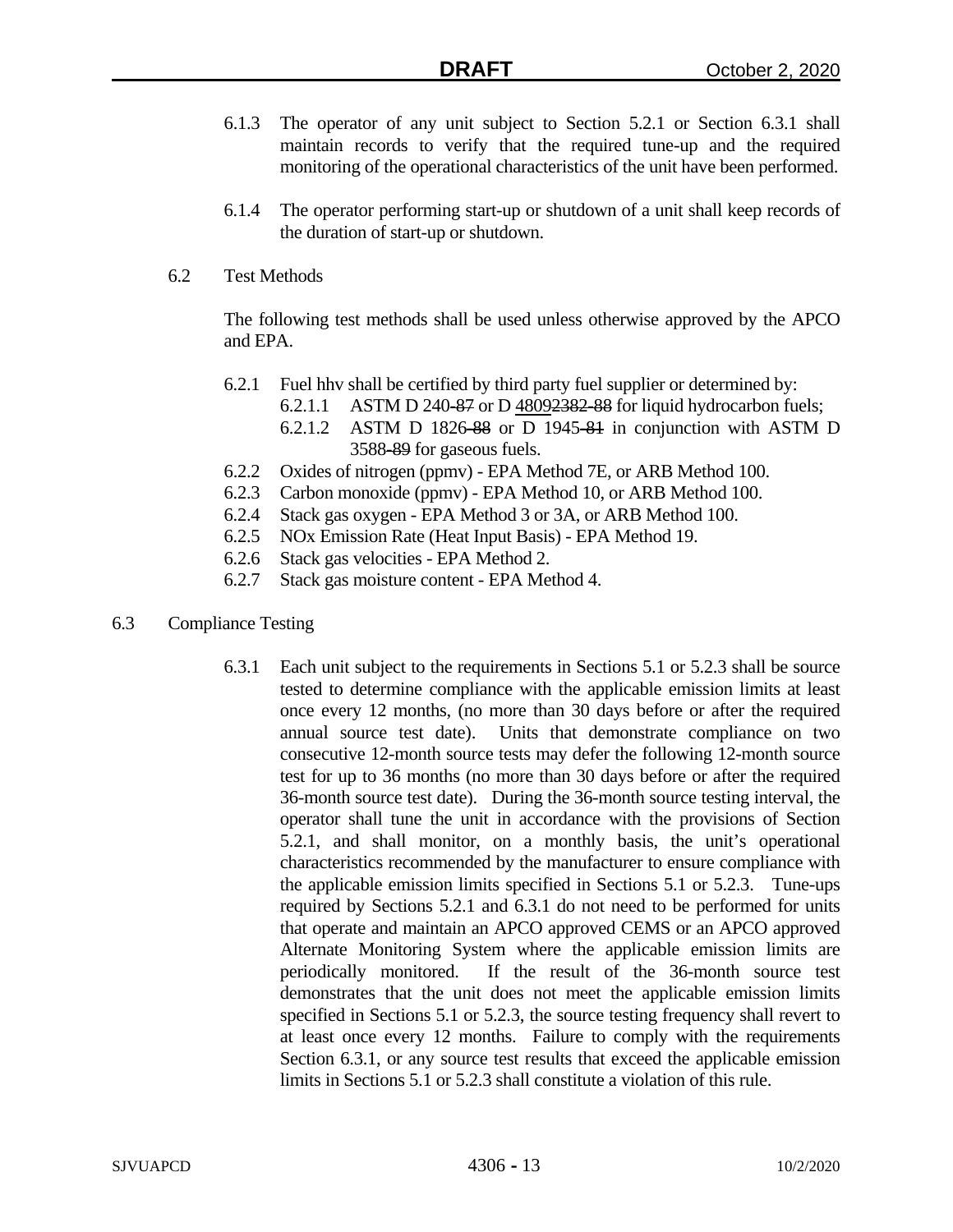6.1.3 The operator of any unit subject to Section 5.2.1 or Section 6.3.1 shall maintain records to verify that the required tune-up and the required monitoring of the operational characteristics of the unit have been performed.

6.1.4 The operator performing start-up or shutdown of a unit shall keep records of the duration of start-up or shutdown.

6.2 Test Methods

The following test methods shall be used unless otherwise approved by the APCO and EPA.

6.2.1 Fuel hhv shall be certified by third party fuel supplier or determined by:

- 6.2.1.1 ASTM D 240~~-87~~ or D 4809~~2382-88~~ for liquid hydrocarbon fuels;
- 6.2.1.2 ASTM D 1826~~-88~~ or D 1945~~-81~~ in conjunction with ASTM D 3588~~-89~~ for gaseous fuels.

6.2.2 Oxides of nitrogen (ppmv) - EPA Method 7E, or ARB Method 100.

6.2.3 Carbon monoxide (ppmv) - EPA Method 10, or ARB Method 100.

6.2.4 Stack gas oxygen - EPA Method 3 or 3A, or ARB Method 100.

6.2.5 NOx Emission Rate (Heat Input Basis) - EPA Method 19.

6.2.6 Stack gas velocities - EPA Method 2.

6.2.7 Stack gas moisture content - EPA Method 4.

6.3 Compliance Testing

6.3.1 Each unit subject to the requirements in Sections 5.1 or 5.2.3 shall be source tested to determine compliance with the applicable emission limits at least once every 12 months, (no more than 30 days before or after the required annual source test date). Units that demonstrate compliance on two consecutive 12-month source tests may defer the following 12-month source test for up to 36 months (no more than 30 days before or after the required 36-month source test date). During the 36-month source testing interval, the operator shall tune the unit in accordance with the provisions of Section 5.2.1, and shall monitor, on a monthly basis, the unit's operational characteristics recommended by the manufacturer to ensure compliance with the applicable emission limits specified in Sections 5.1 or 5.2.3. Tune-ups required by Sections 5.2.1 and 6.3.1 do not need to be performed for units that operate and maintain an APCO approved CEMS or an APCO approved Alternate Monitoring System where the applicable emission limits are periodically monitored. If the result of the 36-month source test demonstrates that the unit does not meet the applicable emission limits specified in Sections 5.1 or 5.2.3, the source testing frequency shall revert to at least once every 12 months. Failure to comply with the requirements Section 6.3.1, or any source test results that exceed the applicable emission limits in Sections 5.1 or 5.2.3 shall constitute a violation of this rule.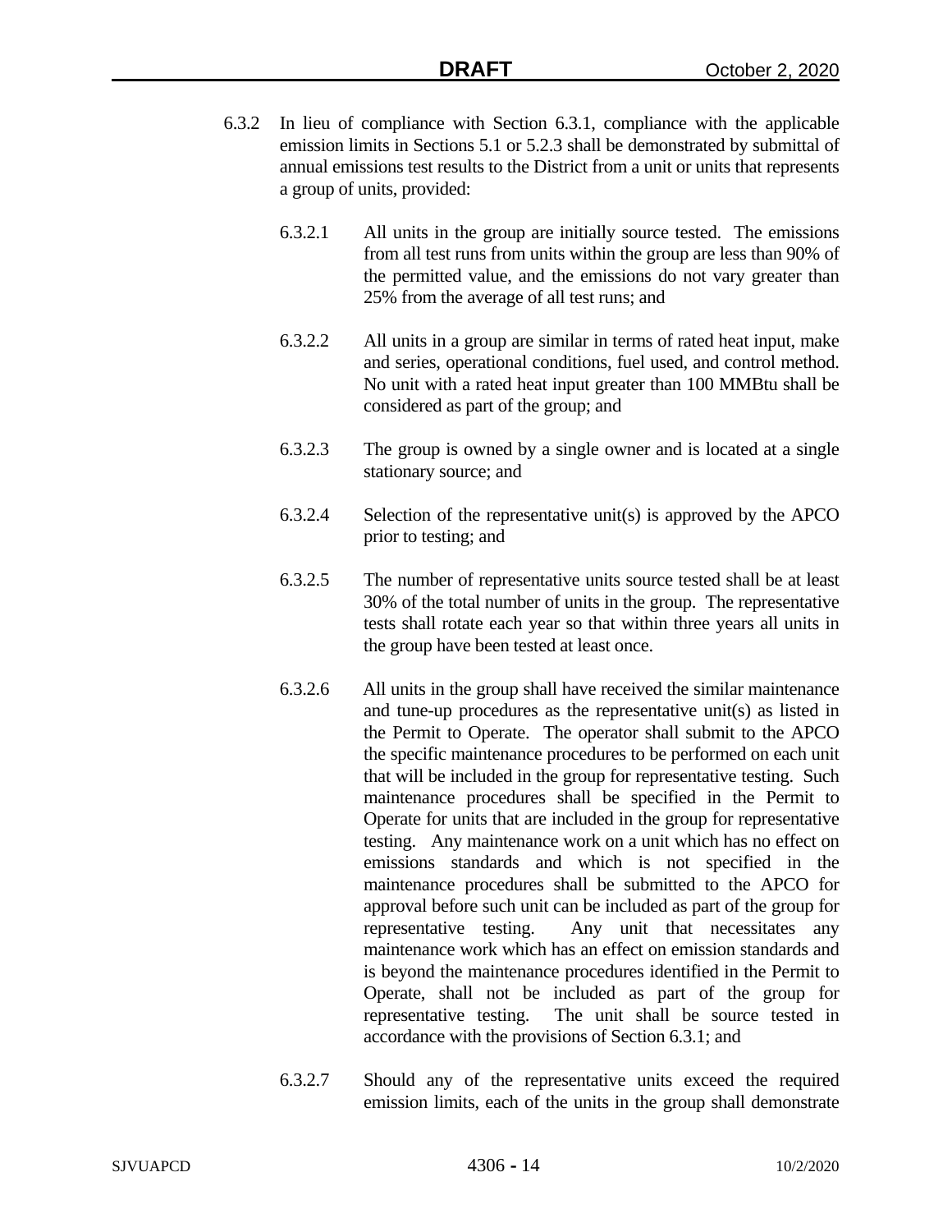6.3.2 In lieu of compliance with Section 6.3.1, compliance with the applicable emission limits in Sections 5.1 or 5.2.3 shall be demonstrated by submittal of annual emissions test results to the District from a unit or units that represents a group of units, provided:

6.3.2.1 All units in the group are initially source tested. The emissions from all test runs from units within the group are less than 90% of the permitted value, and the emissions do not vary greater than 25% from the average of all test runs; and

6.3.2.2 All units in a group are similar in terms of rated heat input, make and series, operational conditions, fuel used, and control method. No unit with a rated heat input greater than 100 MMBtu shall be considered as part of the group; and

6.3.2.3 The group is owned by a single owner and is located at a single stationary source; and

6.3.2.4 Selection of the representative unit(s) is approved by the APCO prior to testing; and

6.3.2.5 The number of representative units source tested shall be at least 30% of the total number of units in the group. The representative tests shall rotate each year so that within three years all units in the group have been tested at least once.

6.3.2.6 All units in the group shall have received the similar maintenance and tune-up procedures as the representative unit(s) as listed in the Permit to Operate. The operator shall submit to the APCO the specific maintenance procedures to be performed on each unit that will be included in the group for representative testing. Such maintenance procedures shall be specified in the Permit to Operate for units that are included in the group for representative testing. Any maintenance work on a unit which has no effect on emissions standards and which is not specified in the maintenance procedures shall be submitted to the APCO for approval before such unit can be included as part of the group for representative testing. Any unit that necessitates any maintenance work which has an effect on emission standards and is beyond the maintenance procedures identified in the Permit to Operate, shall not be included as part of the group for representative testing. The unit shall be source tested in accordance with the provisions of Section 6.3.1; and

6.3.2.7 Should any of the representative units exceed the required emission limits, each of the units in the group shall demonstrate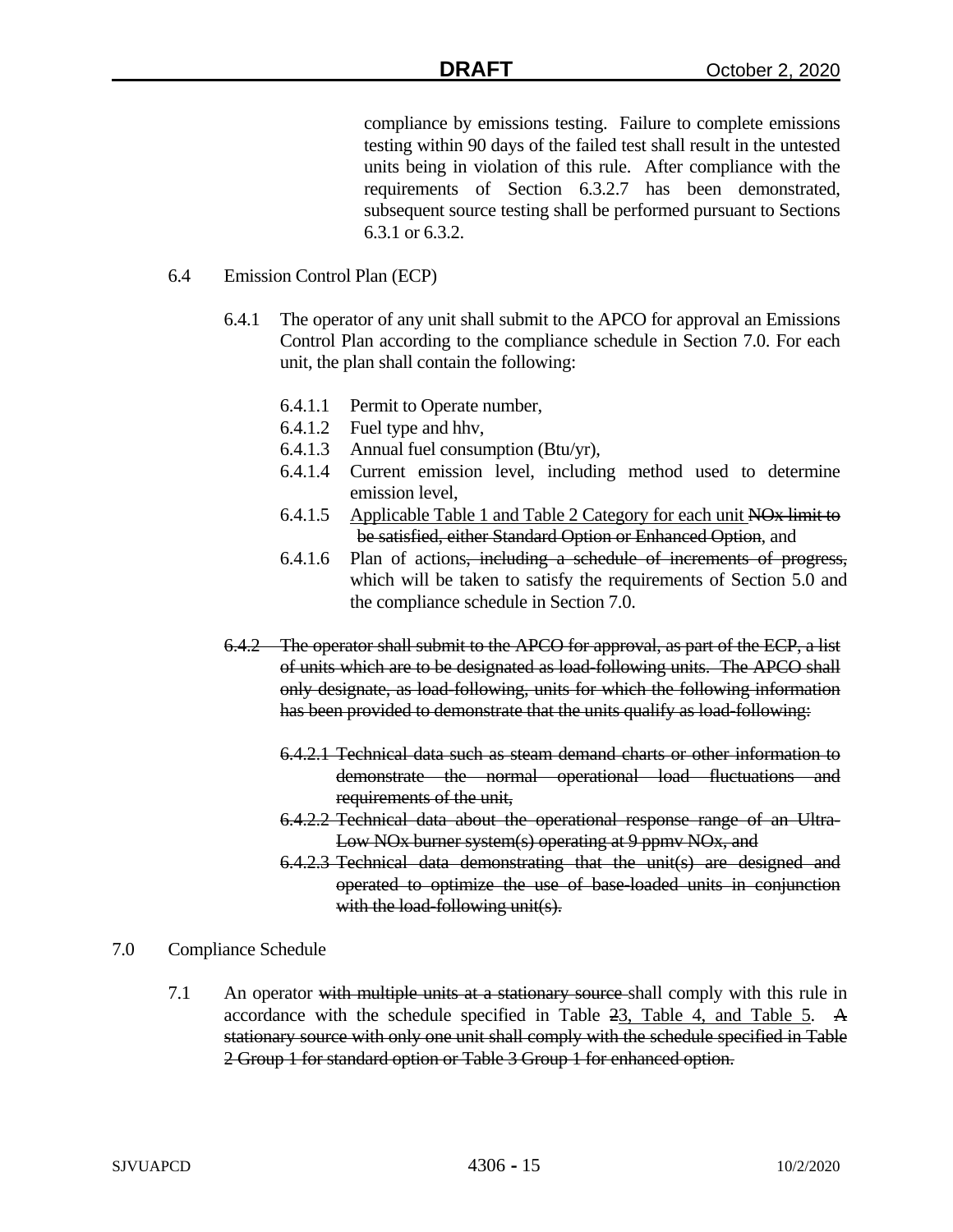compliance by emissions testing. Failure to complete emissions testing within 90 days of the failed test shall result in the untested units being in violation of this rule. After compliance with the requirements of Section 6.3.2.7 has been demonstrated, subsequent source testing shall be performed pursuant to Sections 6.3.1 or 6.3.2.

6.4 Emission Control Plan (ECP)

6.4.1 The operator of any unit shall submit to the APCO for approval an Emissions Control Plan according to the compliance schedule in Section 7.0. For each unit, the plan shall contain the following:

6.4.1.1 Permit to Operate number,

6.4.1.2 Fuel type and hhv,

6.4.1.3 Annual fuel consumption (Btu/yr),

6.4.1.4 Current emission level, including method used to determine emission level,

6.4.1.5 <u>Applicable Table 1 and Table 2 Category for each unit</u> ~~NOx limit to be satisfied, either Standard Option or Enhanced Option~~, and

6.4.1.6 Plan of actions~~, including a schedule of increments of progress,~~ which will be taken to satisfy the requirements of Section 5.0 and the compliance schedule in Section 7.0.

~~6.4.2 The operator shall submit to the APCO for approval, as part of the ECP, a list of units which are to be designated as load-following units. The APCO shall only designate, as load-following, units for which the following information has been provided to demonstrate that the units qualify as load-following:~~

~~6.4.2.1 Technical data such as steam demand charts or other information to demonstrate the normal operational load fluctuations and requirements of the unit,~~

~~6.4.2.2 Technical data about the operational response range of an Ultra-Low NOx burner system(s) operating at 9 ppmv NOx, and~~

~~6.4.2.3 Technical data demonstrating that the unit(s) are designed and operated to optimize the use of base-loaded units in conjunction with the load-following unit(s).~~

7.0 Compliance Schedule

7.1 An operator ~~with multiple units at a stationary source~~ shall comply with this rule in accordance with the schedule specified in Table ~~2~~<u>3, Table 4, and Table 5</u>. ~~A stationary source with only one unit shall comply with the schedule specified in Table 2 Group 1 for standard option or Table 3 Group 1 for enhanced option.~~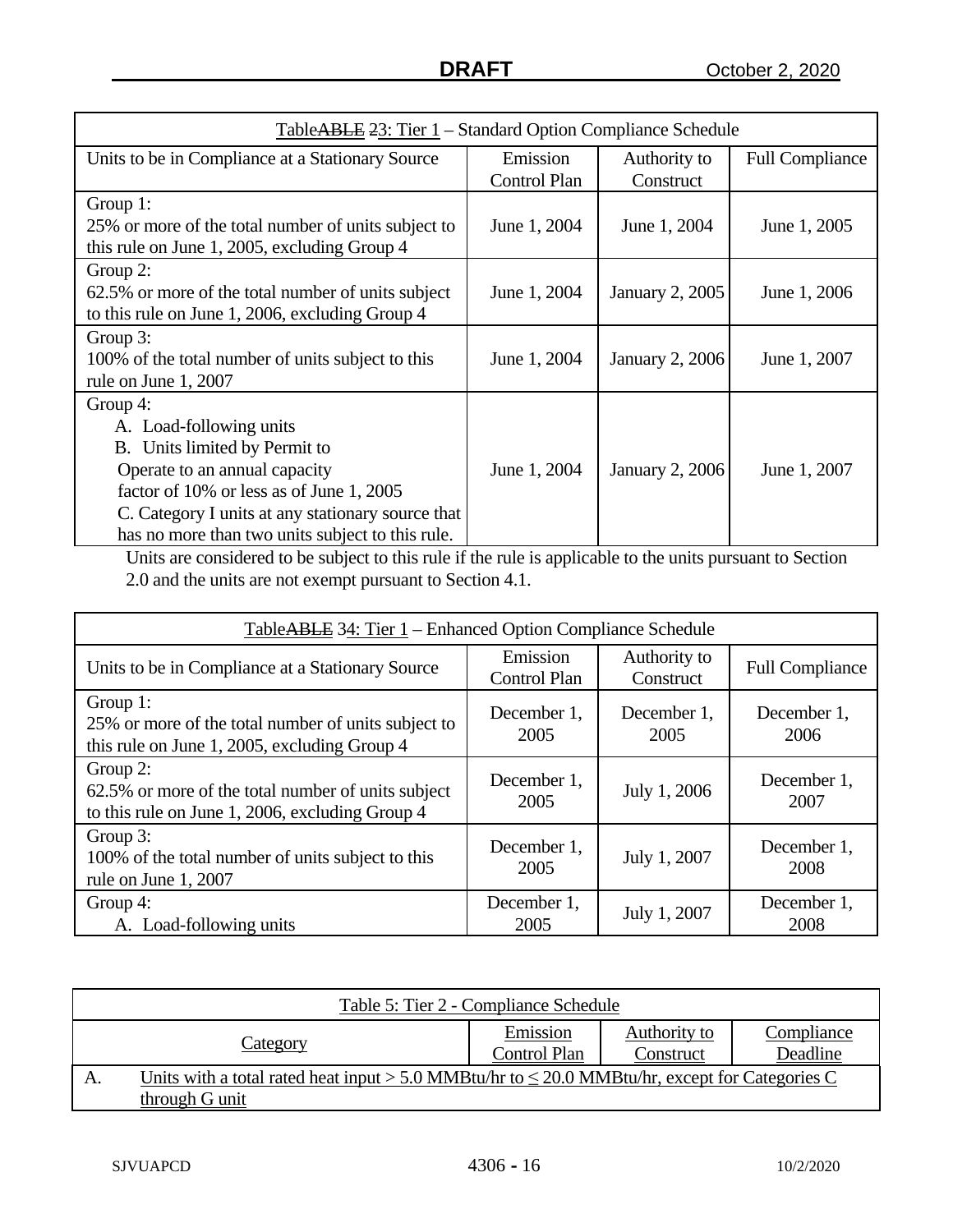| Table~~ABLE~~ ~~2~~3: Tier 1 – Standard Option Compliance Schedule | | | |
|---|---|---|---|
| Units to be in Compliance at a Stationary Source | Emission Control Plan | Authority to Construct | Full Compliance |
| Group 1: 25% or more of the total number of units subject to this rule on June 1, 2005, excluding Group 4 | June 1, 2004 | June 1, 2004 | June 1, 2005 |
| Group 2: 62.5% or more of the total number of units subject to this rule on June 1, 2006, excluding Group 4 | June 1, 2004 | January 2, 2005 | June 1, 2006 |
| Group 3: 100% of the total number of units subject to this rule on June 1, 2007 | June 1, 2004 | January 2, 2006 | June 1, 2007 |
| Group 4: A. Load-following units B. Units limited by Permit to Operate to an annual capacity factor of 10% or less as of June 1, 2005 C. Category I units at any stationary source that has no more than two units subject to this rule. | June 1, 2004 | January 2, 2006 | June 1, 2007 |

Units are considered to be subject to this rule if the rule is applicable to the units pursuant to Section 2.0 and the units are not exempt pursuant to Section 4.1.

| Table~~ABLE~~ ~~3~~4: Tier 1 – Enhanced Option Compliance Schedule | | | |
|---|---|---|---|
| Units to be in Compliance at a Stationary Source | Emission Control Plan | Authority to Construct | Full Compliance |
| Group 1: 25% or more of the total number of units subject to this rule on June 1, 2005, excluding Group 4 | December 1, 2005 | December 1, 2005 | December 1, 2006 |
| Group 2: 62.5% or more of the total number of units subject to this rule on June 1, 2006, excluding Group 4 | December 1, 2005 | July 1, 2006 | December 1, 2007 |
| Group 3: 100% of the total number of units subject to this rule on June 1, 2007 | December 1, 2005 | July 1, 2007 | December 1, 2008 |
| Group 4: A. Load-following units | December 1, 2005 | July 1, 2007 | December 1, 2008 |

| Table 5: Tier 2 - Compliance Schedule | | | |
|---|---|---|---|
| Category | Emission Control Plan | Authority to Construct | Compliance Deadline |
| A. Units with a total rated heat input > 5.0 MMBtu/hr to ≤ 20.0 MMBtu/hr, except for Categories C through G unit | | | |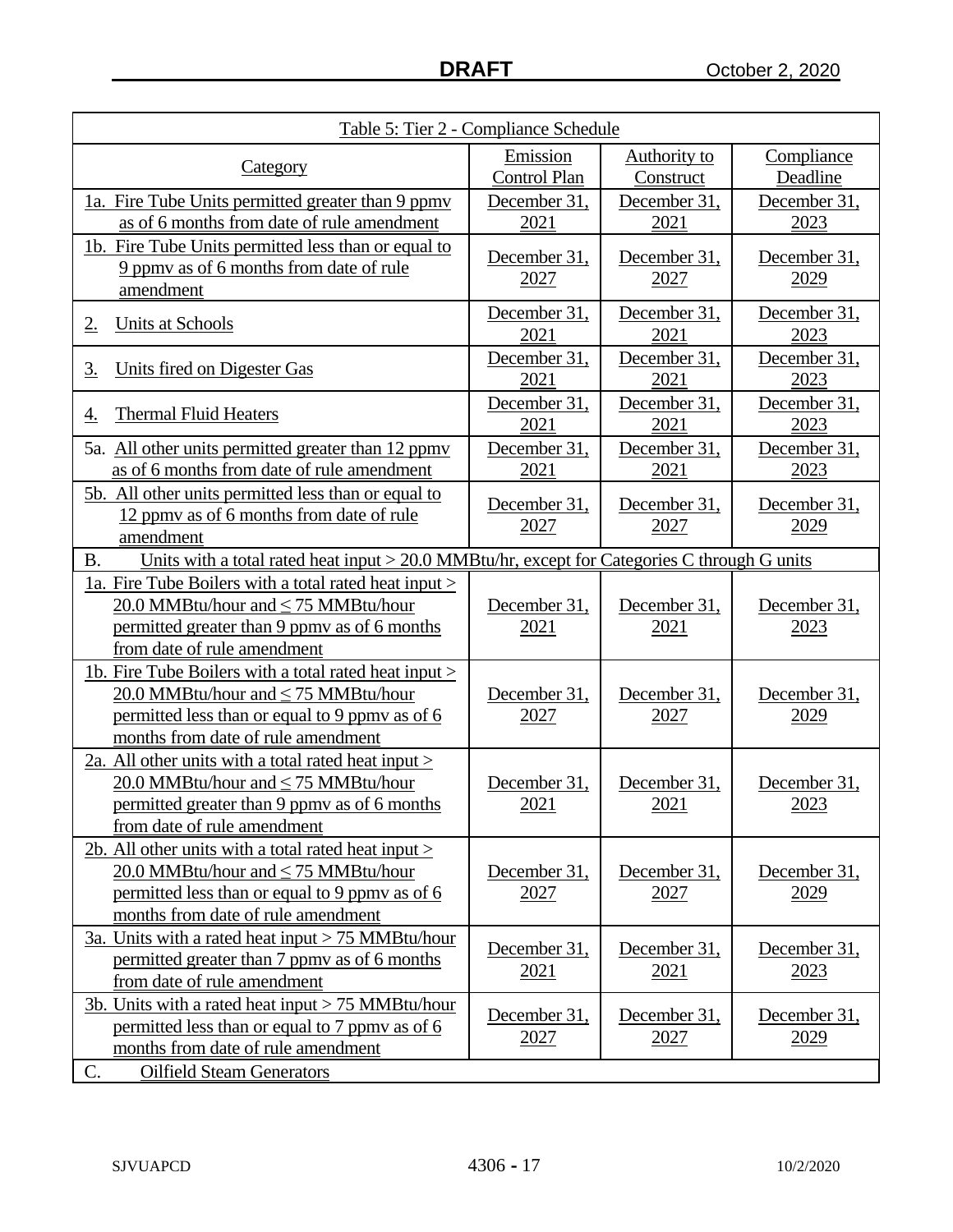| Table 5: Tier 2 - Compliance Schedule | | | |
|---|---|---|---|
| Category | Emission Control Plan | Authority to Construct | Compliance Deadline |
| 1a. Fire Tube Units permitted greater than 9 ppmv as of 6 months from date of rule amendment | December 31, 2021 | December 31, 2021 | December 31, 2023 |
| 1b. Fire Tube Units permitted less than or equal to 9 ppmv as of 6 months from date of rule amendment | December 31, 2027 | December 31, 2027 | December 31, 2029 |
| 2. Units at Schools | December 31, 2021 | December 31, 2021 | December 31, 2023 |
| 3. Units fired on Digester Gas | December 31, 2021 | December 31, 2021 | December 31, 2023 |
| 4. Thermal Fluid Heaters | December 31, 2021 | December 31, 2021 | December 31, 2023 |
| 5a. All other units permitted greater than 12 ppmv as of 6 months from date of rule amendment | December 31, 2021 | December 31, 2021 | December 31, 2023 |
| 5b. All other units permitted less than or equal to 12 ppmv as of 6 months from date of rule amendment | December 31, 2027 | December 31, 2027 | December 31, 2029 |
| B. Units with a total rated heat input > 20.0 MMBtu/hr, except for Categories C through G units | | | |
| 1a. Fire Tube Boilers with a total rated heat input > 20.0 MMBtu/hour and ≤ 75 MMBtu/hour permitted greater than 9 ppmv as of 6 months from date of rule amendment | December 31, 2021 | December 31, 2021 | December 31, 2023 |
| 1b. Fire Tube Boilers with a total rated heat input > 20.0 MMBtu/hour and ≤ 75 MMBtu/hour permitted less than or equal to 9 ppmv as of 6 months from date of rule amendment | December 31, 2027 | December 31, 2027 | December 31, 2029 |
| 2a. All other units with a total rated heat input > 20.0 MMBtu/hour and ≤ 75 MMBtu/hour permitted greater than 9 ppmv as of 6 months from date of rule amendment | December 31, 2021 | December 31, 2021 | December 31, 2023 |
| 2b. All other units with a total rated heat input > 20.0 MMBtu/hour and ≤ 75 MMBtu/hour permitted less than or equal to 9 ppmv as of 6 months from date of rule amendment | December 31, 2027 | December 31, 2027 | December 31, 2029 |
| 3a. Units with a rated heat input > 75 MMBtu/hour permitted greater than 7 ppmv as of 6 months from date of rule amendment | December 31, 2021 | December 31, 2021 | December 31, 2023 |
| 3b. Units with a rated heat input > 75 MMBtu/hour permitted less than or equal to 7 ppmv as of 6 months from date of rule amendment | December 31, 2027 | December 31, 2027 | December 31, 2029 |
| C. Oilfield Steam Generators | | | |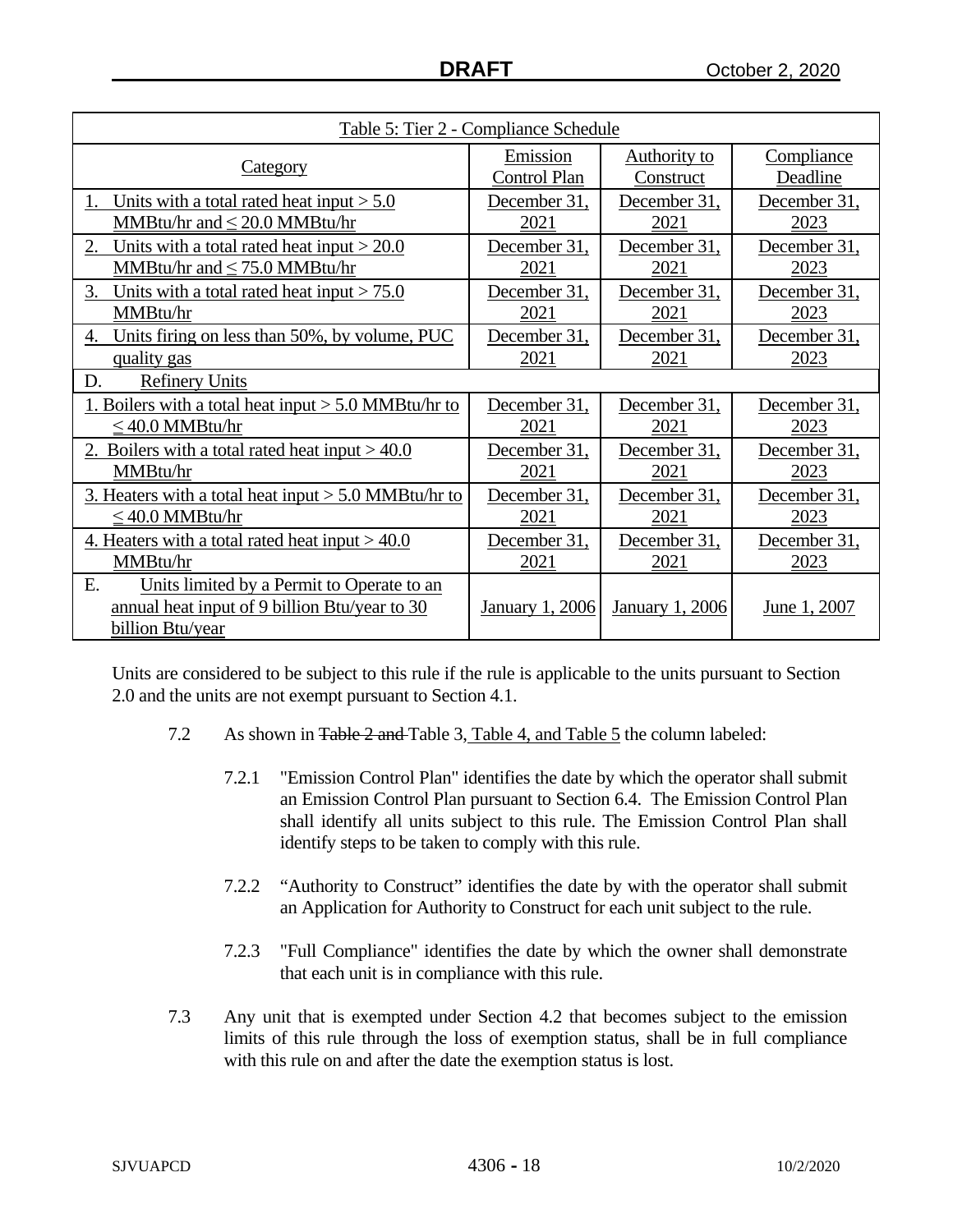| Table 5: Tier 2 - Compliance Schedule | | | |
|---|---|---|---|
| Category | Emission Control Plan | Authority to Construct | Compliance Deadline |
| 1. Units with a total rated heat input > 5.0 MMBtu/hr and ≤ 20.0 MMBtu/hr | December 31, 2021 | December 31, 2021 | December 31, 2023 |
| 2. Units with a total rated heat input > 20.0 MMBtu/hr and ≤ 75.0 MMBtu/hr | December 31, 2021 | December 31, 2021 | December 31, 2023 |
| 3. Units with a total rated heat input > 75.0 MMBtu/hr | December 31, 2021 | December 31, 2021 | December 31, 2023 |
| 4. Units firing on less than 50%, by volume, PUC quality gas | December 31, 2021 | December 31, 2021 | December 31, 2023 |
| D. Refinery Units | | | |
| 1. Boilers with a total heat input > 5.0 MMBtu/hr to ≤ 40.0 MMBtu/hr | December 31, 2021 | December 31, 2021 | December 31, 2023 |
| 2. Boilers with a total rated heat input > 40.0 MMBtu/hr | December 31, 2021 | December 31, 2021 | December 31, 2023 |
| 3. Heaters with a total heat input > 5.0 MMBtu/hr to ≤ 40.0 MMBtu/hr | December 31, 2021 | December 31, 2021 | December 31, 2023 |
| 4. Heaters with a total rated heat input > 40.0 MMBtu/hr | December 31, 2021 | December 31, 2021 | December 31, 2023 |
| E. Units limited by a Permit to Operate to an annual heat input of 9 billion Btu/year to 30 billion Btu/year | January 1, 2006 | January 1, 2006 | June 1, 2007 |

Units are considered to be subject to this rule if the rule is applicable to the units pursuant to Section 2.0 and the units are not exempt pursuant to Section 4.1.

7.2 As shown in ~~Table 2 and~~ Table 3, Table 4, and Table 5 the column labeled:

7.2.1 "Emission Control Plan" identifies the date by which the operator shall submit an Emission Control Plan pursuant to Section 6.4. The Emission Control Plan shall identify all units subject to this rule. The Emission Control Plan shall identify steps to be taken to comply with this rule.

7.2.2 "Authority to Construct" identifies the date by with the operator shall submit an Application for Authority to Construct for each unit subject to the rule.

7.2.3 "Full Compliance" identifies the date by which the owner shall demonstrate that each unit is in compliance with this rule.

7.3 Any unit that is exempted under Section 4.2 that becomes subject to the emission limits of this rule through the loss of exemption status, shall be in full compliance with this rule on and after the date the exemption status is lost.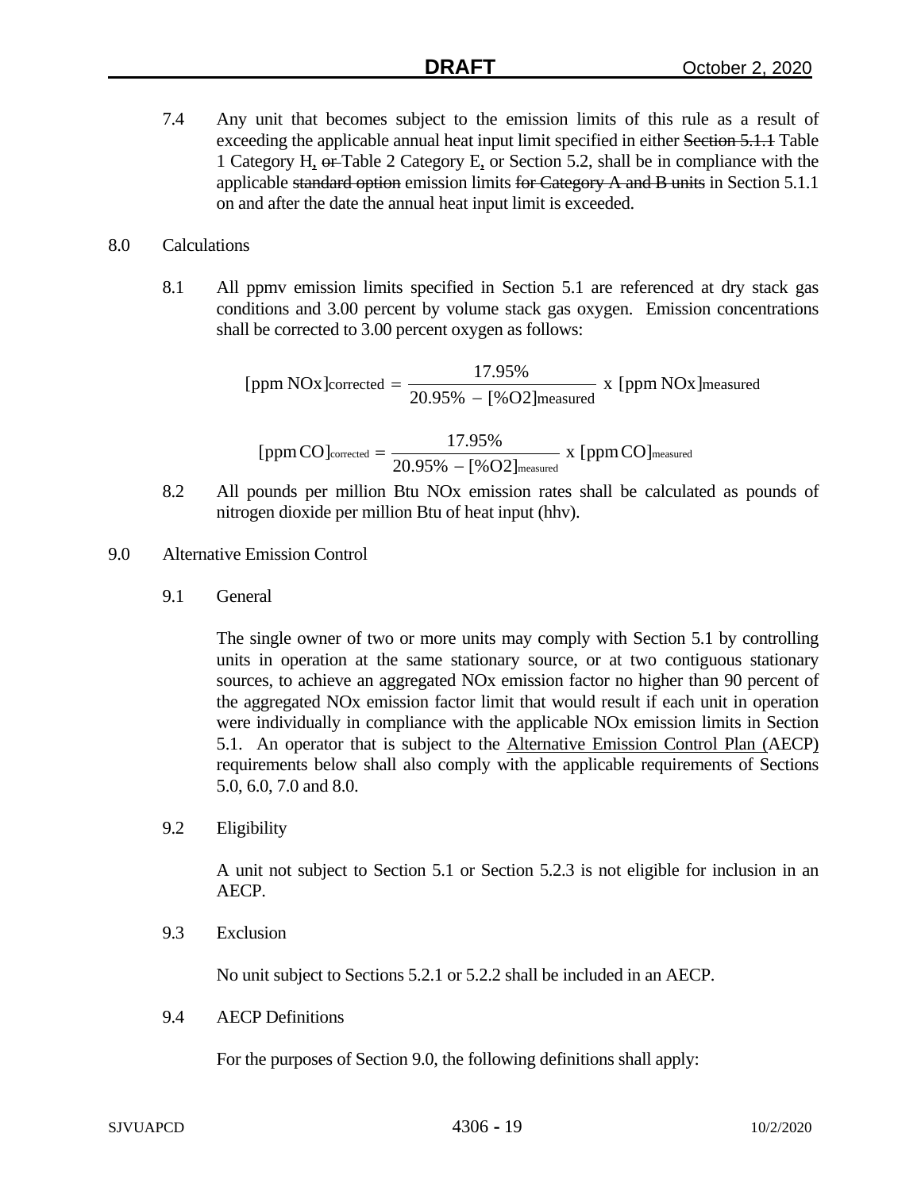7.4 Any unit that becomes subject to the emission limits of this rule as a result of exceeding the applicable annual heat input limit specified in either ~~Section 5.1.1~~ Table 1 Category H, ~~or~~ Table 2 Category E, or Section 5.2, shall be in compliance with the applicable ~~standard option~~ emission limits ~~for Category A and B units~~ in Section 5.1.1 on and after the date the annual heat input limit is exceeded.

8.0 Calculations

8.1 All ppmv emission limits specified in Section 5.1 are referenced at dry stack gas conditions and 3.00 percent by volume stack gas oxygen. Emission concentrations shall be corrected to 3.00 percent oxygen as follows:

$$[\text{ppm NOx}]_{\text{corrected}} = \frac{17.95\%}{20.95\% - [\%\text{O2}]_{\text{measured}}} \text{ x } [\text{ppm NOx}]_{\text{measured}}$$

$$[\text{ppm CO}]_{\text{corrected}} = \frac{17.95\%}{20.95\% - [\%\text{O2}]_{\text{measured}}} \text{ x } [\text{ppm CO}]_{\text{measured}}$$

8.2 All pounds per million Btu NOx emission rates shall be calculated as pounds of nitrogen dioxide per million Btu of heat input (hhv).

9.0 Alternative Emission Control

9.1 General

The single owner of two or more units may comply with Section 5.1 by controlling units in operation at the same stationary source, or at two contiguous stationary sources, to achieve an aggregated NOx emission factor no higher than 90 percent of the aggregated NOx emission factor limit that would result if each unit in operation were individually in compliance with the applicable NOx emission limits in Section 5.1. An operator that is subject to the <u>Alternative Emission Control Plan (</u>AECP) requirements below shall also comply with the applicable requirements of Sections 5.0, 6.0, 7.0 and 8.0.

9.2 Eligibility

A unit not subject to Section 5.1 or Section 5.2.3 is not eligible for inclusion in an AECP.

9.3 Exclusion

No unit subject to Sections 5.2.1 or 5.2.2 shall be included in an AECP.

9.4 AECP Definitions

For the purposes of Section 9.0, the following definitions shall apply: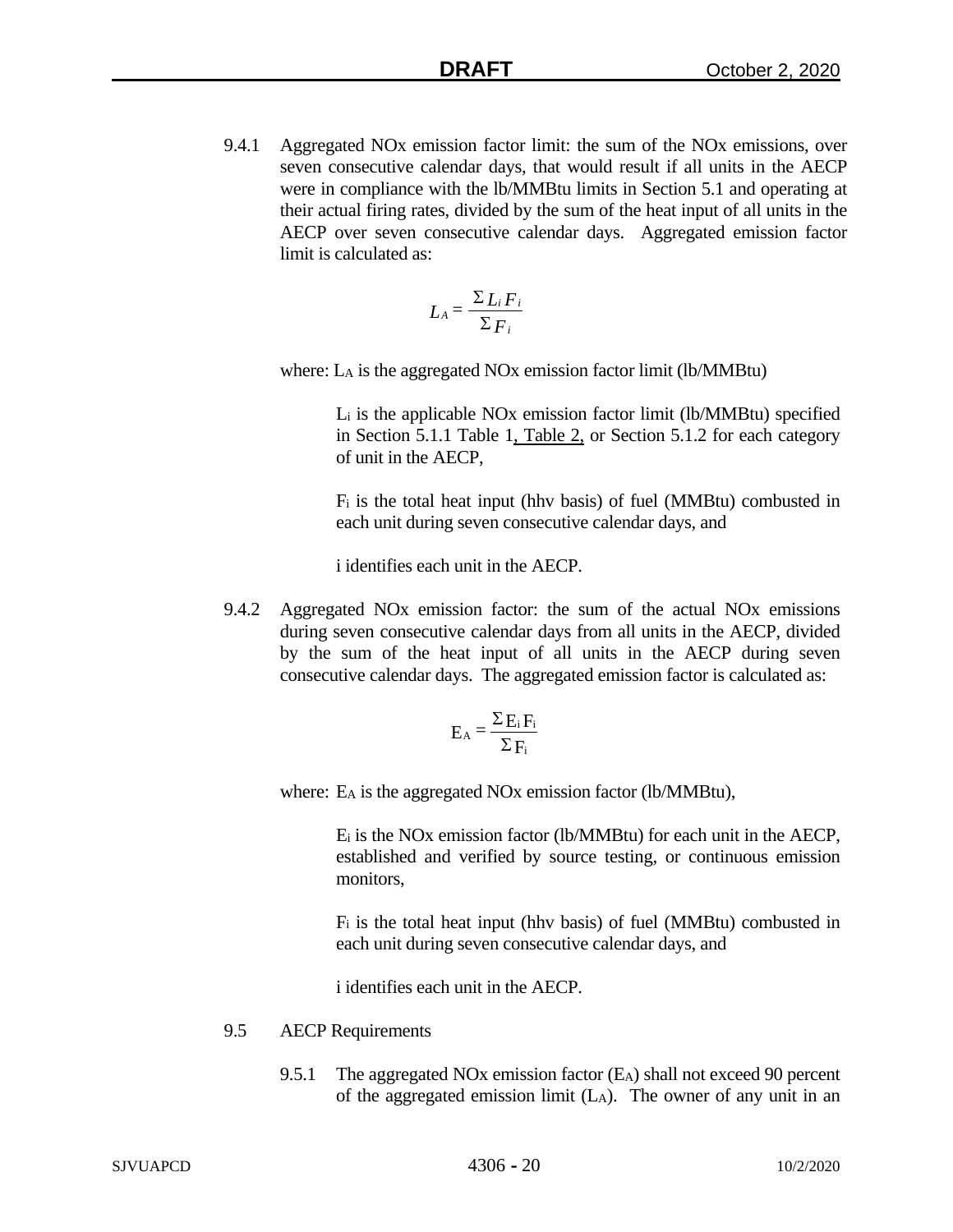9.4.1 Aggregated NOx emission factor limit: the sum of the NOx emissions, over seven consecutive calendar days, that would result if all units in the AECP were in compliance with the lb/MMBtu limits in Section 5.1 and operating at their actual firing rates, divided by the sum of the heat input of all units in the AECP over seven consecutive calendar days. Aggregated emission factor limit is calculated as:

$$L_A = \frac{\Sigma L_i F_i}{\Sigma F_i}$$

where: $L_A$ is the aggregated NOx emission factor limit (lb/MMBtu)

$L_i$ is the applicable NOx emission factor limit (lb/MMBtu) specified in Section 5.1.1 Table 1, Table 2, or Section 5.1.2 for each category of unit in the AECP,

$F_i$ is the total heat input (hhv basis) of fuel (MMBtu) combusted in each unit during seven consecutive calendar days, and

i identifies each unit in the AECP.

9.4.2 Aggregated NOx emission factor: the sum of the actual NOx emissions during seven consecutive calendar days from all units in the AECP, divided by the sum of the heat input of all units in the AECP during seven consecutive calendar days. The aggregated emission factor is calculated as:

$$E_A = \frac{\Sigma E_i F_i}{\Sigma F_i}$$

where: $E_A$ is the aggregated NOx emission factor (lb/MMBtu),

$E_i$ is the NOx emission factor (lb/MMBtu) for each unit in the AECP, established and verified by source testing, or continuous emission monitors,

$F_i$ is the total heat input (hhv basis) of fuel (MMBtu) combusted in each unit during seven consecutive calendar days, and

i identifies each unit in the AECP.

9.5 AECP Requirements

9.5.1 The aggregated NOx emission factor ($E_A$) shall not exceed 90 percent of the aggregated emission limit ($L_A$). The owner of any unit in an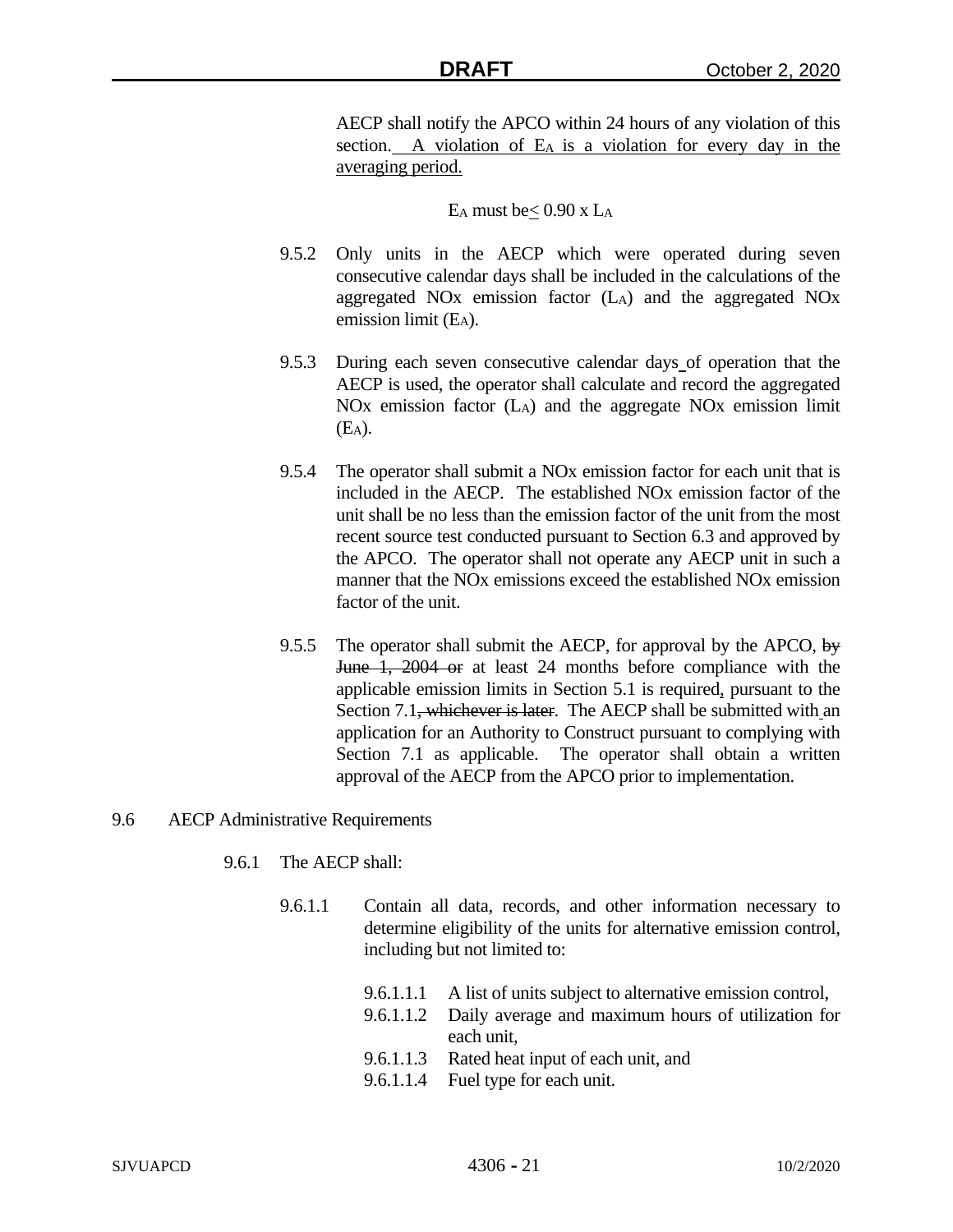AECP shall notify the APCO within 24 hours of any violation of this section. A violation of $E_A$ is a violation for every day in the averaging period.

$$E_A \text{ must be} \leq 0.90 \times L_A$$

9.5.2 Only units in the AECP which were operated during seven consecutive calendar days shall be included in the calculations of the aggregated NOx emission factor ($L_A$) and the aggregated NOx emission limit ($E_A$).

9.5.3 During each seven consecutive calendar days of operation that the AECP is used, the operator shall calculate and record the aggregated NOx emission factor ($L_A$) and the aggregate NOx emission limit ($E_A$).

9.5.4 The operator shall submit a NOx emission factor for each unit that is included in the AECP. The established NOx emission factor of the unit shall be no less than the emission factor of the unit from the most recent source test conducted pursuant to Section 6.3 and approved by the APCO. The operator shall not operate any AECP unit in such a manner that the NOx emissions exceed the established NOx emission factor of the unit.

9.5.5 The operator shall submit the AECP, for approval by the APCO, ~~by June 1, 2004 or~~ at least 24 months before compliance with the applicable emission limits in Section 5.1 is required, pursuant to the Section 7.1~~, whichever is later~~. The AECP shall be submitted with an application for an Authority to Construct pursuant to complying with Section 7.1 as applicable. The operator shall obtain a written approval of the AECP from the APCO prior to implementation.

9.6 AECP Administrative Requirements

9.6.1 The AECP shall:

9.6.1.1 Contain all data, records, and other information necessary to determine eligibility of the units for alternative emission control, including but not limited to:

9.6.1.1.1 A list of units subject to alternative emission control,
9.6.1.1.2 Daily average and maximum hours of utilization for each unit,
9.6.1.1.3 Rated heat input of each unit, and
9.6.1.1.4 Fuel type for each unit.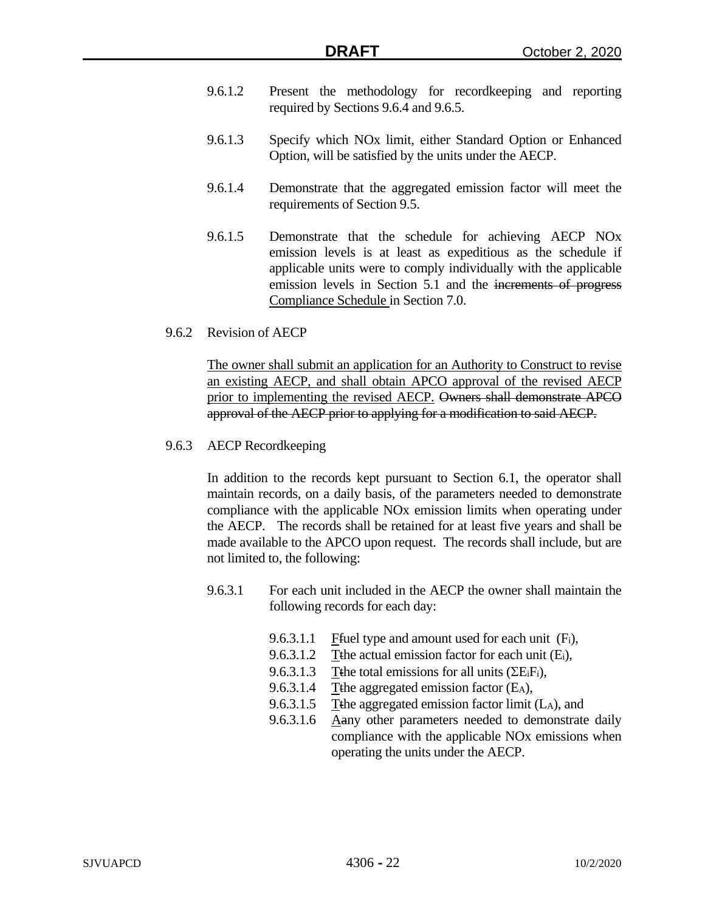9.6.1.2 Present the methodology for recordkeeping and reporting required by Sections 9.6.4 and 9.6.5.

9.6.1.3 Specify which NOx limit, either Standard Option or Enhanced Option, will be satisfied by the units under the AECP.

9.6.1.4 Demonstrate that the aggregated emission factor will meet the requirements of Section 9.5.

9.6.1.5 Demonstrate that the schedule for achieving AECP NOx emission levels is at least as expeditious as the schedule if applicable units were to comply individually with the applicable emission levels in Section 5.1 and the ~~increments of progress~~ Compliance Schedule in Section 7.0.

9.6.2 Revision of AECP

The owner shall submit an application for an Authority to Construct to revise an existing AECP, and shall obtain APCO approval of the revised AECP prior to implementing the revised AECP. ~~Owners shall demonstrate APCO approval of the AECP prior to applying for a modification to said AECP.~~

9.6.3 AECP Recordkeeping

In addition to the records kept pursuant to Section 6.1, the operator shall maintain records, on a daily basis, of the parameters needed to demonstrate compliance with the applicable NOx emission limits when operating under the AECP. The records shall be retained for at least five years and shall be made available to the APCO upon request. The records shall include, but are not limited to, the following:

9.6.3.1 For each unit included in the AECP the owner shall maintain the following records for each day:

9.6.3.1.1 F~~f~~uel type and amount used for each unit ($F_i$),

9.6.3.1.2 T~~t~~he actual emission factor for each unit ($E_i$),

9.6.3.1.3 T~~t~~he total emissions for all units ($\Sigma E_i F_i$),

9.6.3.1.4 T~~t~~he aggregated emission factor ($E_A$),

9.6.3.1.5 T~~t~~he aggregated emission factor limit ($L_A$), and

9.6.3.1.6 A~~a~~ny other parameters needed to demonstrate daily compliance with the applicable NOx emissions when operating the units under the AECP.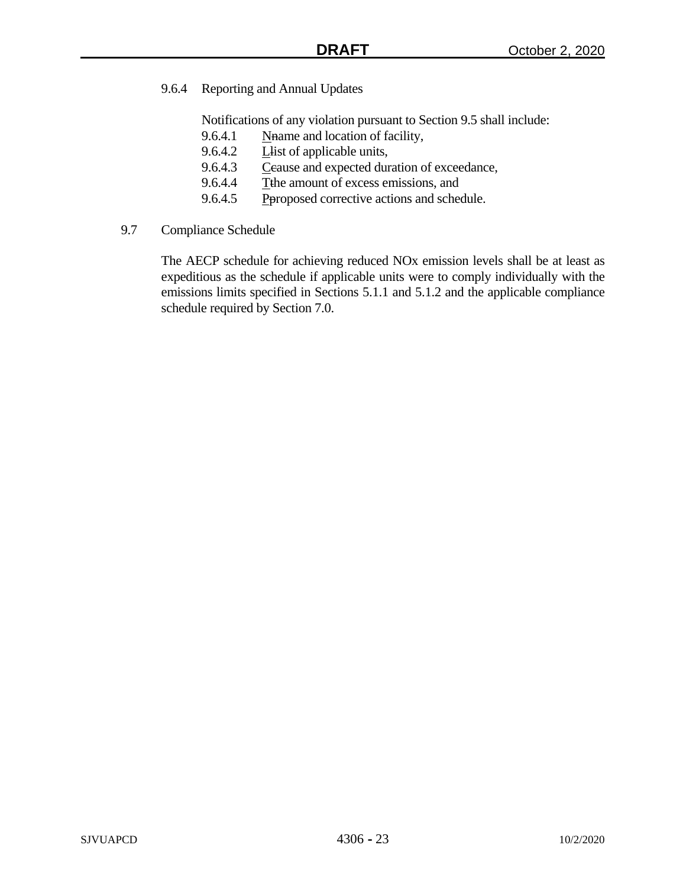9.6.4 Reporting and Annual Updates

Notifications of any violation pursuant to Section 9.5 shall include:

9.6.4.1 Nname and location of facility,

9.6.4.2 Llist of applicable units,

9.6.4.3 Ccause and expected duration of exceedance,

9.6.4.4 Tthe amount of excess emissions, and

9.6.4.5 Pproposed corrective actions and schedule.

9.7 Compliance Schedule

The AECP schedule for achieving reduced NOx emission levels shall be at least as expeditious as the schedule if applicable units were to comply individually with the emissions limits specified in Sections 5.1.1 and 5.1.2 and the applicable compliance schedule required by Section 7.0.